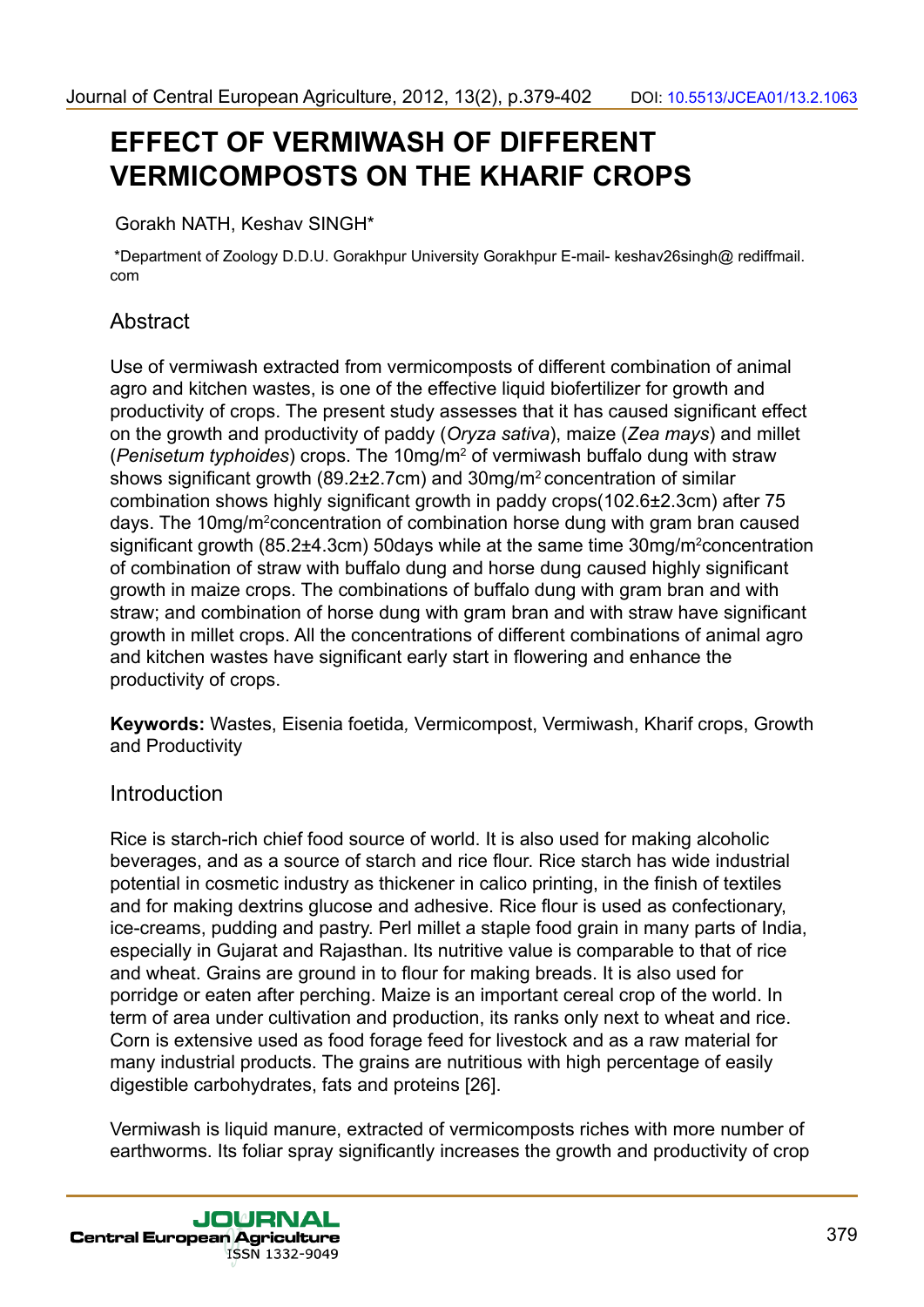# EFFECT OF VERMIWASH OF DIFFERENT VERMICOMPOSTS ON THE KHARIF CROPS

Gorakh NATH, Keshav SINGH*

*Department of Zoology D.D.U. Gorakhpur University Gorakhpur E-mail- keshav26singh@ rediffmail. com

## Abstract

Use of vermiwash extracted from vermicomposts of different combination of animal agro and kitchen wastes, is one of the effective liquid biofertilizer for growth and productivity of crops. The present study assesses that it has caused significant effect on the growth and productivity of paddy (*Oryza sativa*), maize (*Zea mays*) and millet (*Penisetum typhoides*) crops. The 10mg/m$^2$ of vermiwash buffalo dung with straw shows significant growth (89.2±2.7cm) and 30mg/m$^2$ concentration of similar combination shows highly significant growth in paddy crops(102.6±2.3cm) after 75 days. The 10mg/m$^2$concentration of combination horse dung with gram bran caused significant growth (85.2±4.3cm) 50days while at the same time 30mg/m$^2$concentration of combination of straw with buffalo dung and horse dung caused highly significant growth in maize crops. The combinations of buffalo dung with gram bran and with straw; and combination of horse dung with gram bran and with straw have significant growth in millet crops. All the concentrations of different combinations of animal agro and kitchen wastes have significant early start in flowering and enhance the productivity of crops.

**Keywords:** Wastes, Eisenia foetida, Vermicompost, Vermiwash, Kharif crops, Growth and Productivity

## Introduction

Rice is starch-rich chief food source of world. It is also used for making alcoholic beverages, and as a source of starch and rice flour. Rice starch has wide industrial potential in cosmetic industry as thickener in calico printing, in the finish of textiles and for making dextrins glucose and adhesive. Rice flour is used as confectionary, ice-creams, pudding and pastry. Perl millet a staple food grain in many parts of India, especially in Gujarat and Rajasthan. Its nutritive value is comparable to that of rice and wheat. Grains are ground in to flour for making breads. It is also used for porridge or eaten after perching. Maize is an important cereal crop of the world. In term of area under cultivation and production, its ranks only next to wheat and rice. Corn is extensive used as food forage feed for livestock and as a raw material for many industrial products. The grains are nutritious with high percentage of easily digestible carbohydrates, fats and proteins [26].

Vermiwash is liquid manure, extracted of vermicomposts riches with more number of earthworms. Its foliar spray significantly increases the growth and productivity of crop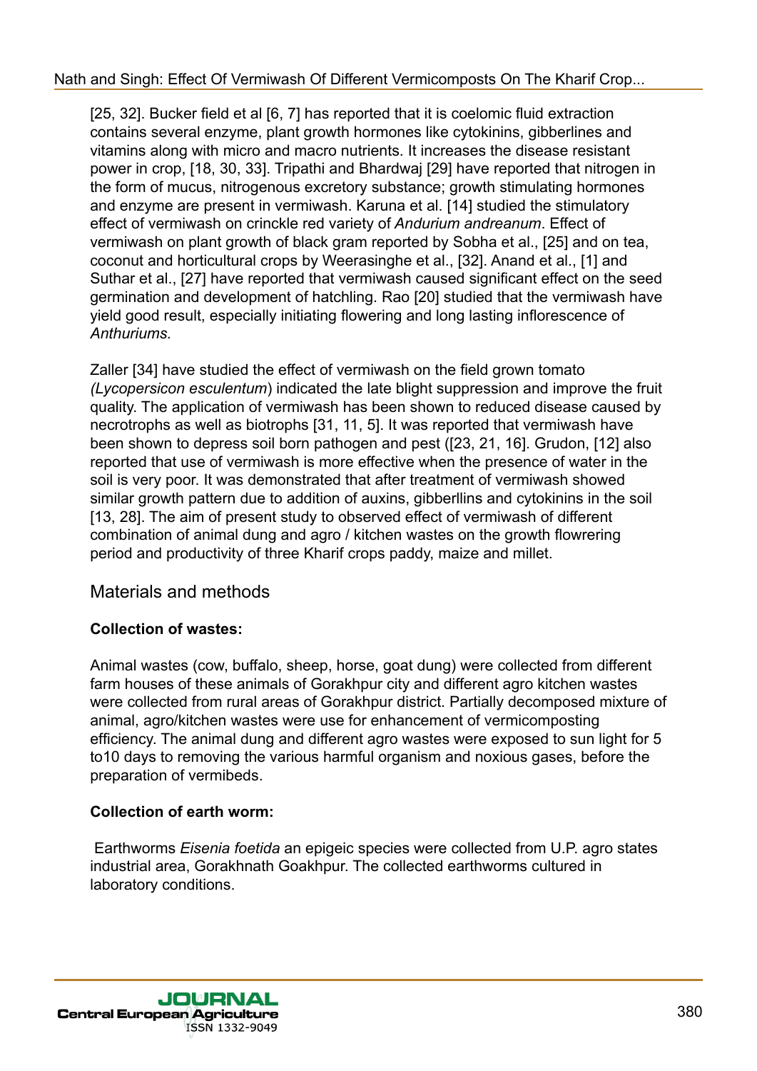[25, 32]. Bucker field et al [6, 7] has reported that it is coelomic fluid extraction contains several enzyme, plant growth hormones like cytokinins, gibberlines and vitamins along with micro and macro nutrients. It increases the disease resistant power in crop, [18, 30, 33]. Tripathi and Bhardwaj [29] have reported that nitrogen in the form of mucus, nitrogenous excretory substance; growth stimulating hormones and enzyme are present in vermiwash. Karuna et al. [14] studied the stimulatory effect of vermiwash on crinckle red variety of *Andurium andreanum*. Effect of vermiwash on plant growth of black gram reported by Sobha et al., [25] and on tea, coconut and horticultural crops by Weerasinghe et al., [32]. Anand et al., [1] and Suthar et al., [27] have reported that vermiwash caused significant effect on the seed germination and development of hatchling. Rao [20] studied that the vermiwash have yield good result, especially initiating flowering and long lasting inflorescence of *Anthuriums.*

Zaller [34] have studied the effect of vermiwash on the field grown tomato *(Lycopersicon esculentum*) indicated the late blight suppression and improve the fruit quality. The application of vermiwash has been shown to reduced disease caused by necrotrophs as well as biotrophs [31, 11, 5]. It was reported that vermiwash have been shown to depress soil born pathogen and pest ([23, 21, 16]. Grudon, [12] also reported that use of vermiwash is more effective when the presence of water in the soil is very poor. It was demonstrated that after treatment of vermiwash showed similar growth pattern due to addition of auxins, gibberllins and cytokinins in the soil [13, 28]. The aim of present study to observed effect of vermiwash of different combination of animal dung and agro / kitchen wastes on the growth flowrering period and productivity of three Kharif crops paddy, maize and millet.

## Materials and methods

**Collection of wastes:**

Animal wastes (cow, buffalo, sheep, horse, goat dung) were collected from different farm houses of these animals of Gorakhpur city and different agro kitchen wastes were collected from rural areas of Gorakhpur district. Partially decomposed mixture of animal, agro/kitchen wastes were use for enhancement of vermicomposting efficiency. The animal dung and different agro wastes were exposed to sun light for 5 to10 days to removing the various harmful organism and noxious gases, before the preparation of vermibeds.

**Collection of earth worm:**

Earthworms *Eisenia foetida* an epigeic species were collected from U.P. agro states industrial area, Gorakhnath Goakhpur. The collected earthworms cultured in laboratory conditions.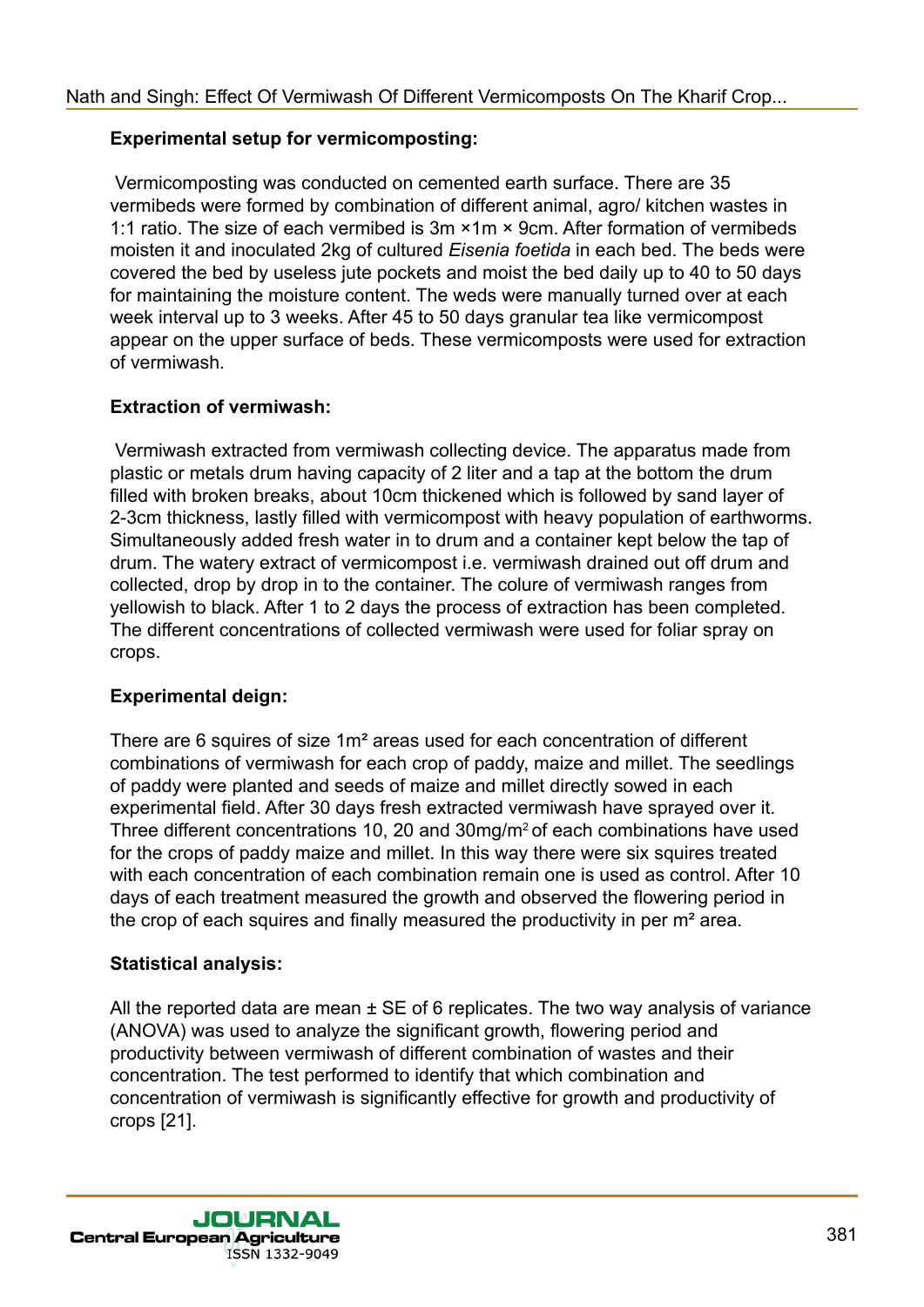**Experimental setup for vermicomposting:**

Vermicomposting was conducted on cemented earth surface. There are 35 vermibeds were formed by combination of different animal, agro/ kitchen wastes in 1:1 ratio. The size of each vermibed is 3m ×1m × 9cm. After formation of vermibeds moisten it and inoculated 2kg of cultured *Eisenia foetida* in each bed. The beds were covered the bed by useless jute pockets and moist the bed daily up to 40 to 50 days for maintaining the moisture content. The weds were manually turned over at each week interval up to 3 weeks. After 45 to 50 days granular tea like vermicompost appear on the upper surface of beds. These vermicomposts were used for extraction of vermiwash.

**Extraction of vermiwash:**

Vermiwash extracted from vermiwash collecting device. The apparatus made from plastic or metals drum having capacity of 2 liter and a tap at the bottom the drum filled with broken breaks, about 10cm thickened which is followed by sand layer of 2-3cm thickness, lastly filled with vermicompost with heavy population of earthworms. Simultaneously added fresh water in to drum and a container kept below the tap of drum. The watery extract of vermicompost i.e. vermiwash drained out off drum and collected, drop by drop in to the container. The colure of vermiwash ranges from yellowish to black. After 1 to 2 days the process of extraction has been completed. The different concentrations of collected vermiwash were used for foliar spray on crops.

**Experimental deign:**

There are 6 squires of size 1m² areas used for each concentration of different combinations of vermiwash for each crop of paddy, maize and millet. The seedlings of paddy were planted and seeds of maize and millet directly sowed in each experimental field. After 30 days fresh extracted vermiwash have sprayed over it. Three different concentrations 10, 20 and 30mg/m² of each combinations have used for the crops of paddy maize and millet. In this way there were six squires treated with each concentration of each combination remain one is used as control. After 10 days of each treatment measured the growth and observed the flowering period in the crop of each squires and finally measured the productivity in per m² area.

**Statistical analysis:**

All the reported data are mean ± SE of 6 replicates. The two way analysis of variance (ANOVA) was used to analyze the significant growth, flowering period and productivity between vermiwash of different combination of wastes and their concentration. The test performed to identify that which combination and concentration of vermiwash is significantly effective for growth and productivity of crops [21].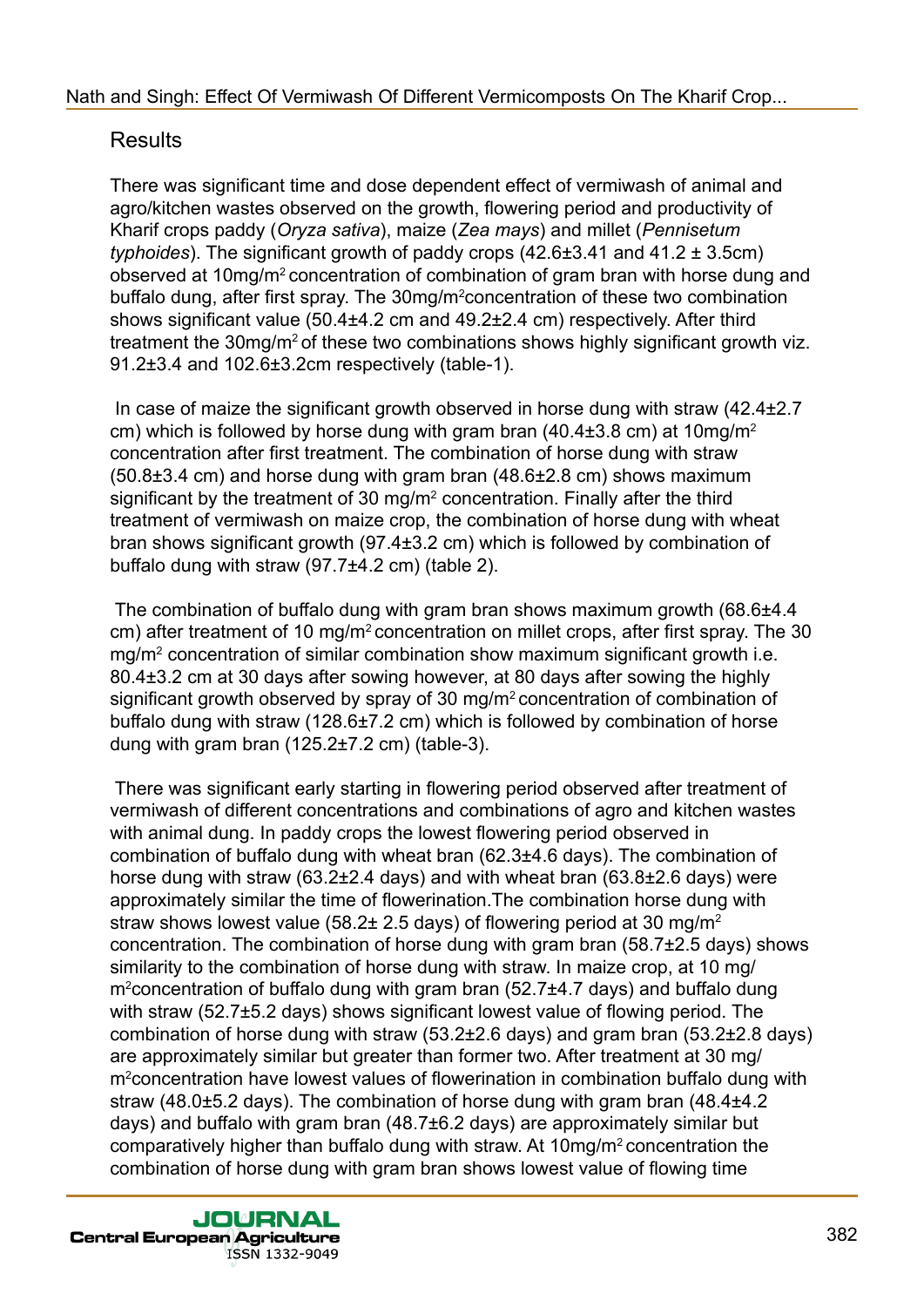## Results

There was significant time and dose dependent effect of vermiwash of animal and agro/kitchen wastes observed on the growth, flowering period and productivity of Kharif crops paddy (*Oryza sativa*), maize (*Zea mays*) and millet (*Pennisetum typhoides*). The significant growth of paddy crops (42.6±3.41 and 41.2 ± 3.5cm) observed at 10mg/m$^2$ concentration of combination of gram bran with horse dung and buffalo dung, after first spray. The 30mg/m$^2$concentration of these two combination shows significant value (50.4±4.2 cm and 49.2±2.4 cm) respectively. After third treatment the 30mg/m$^2$ of these two combinations shows highly significant growth viz. 91.2±3.4 and 102.6±3.2cm respectively (table-1).

In case of maize the significant growth observed in horse dung with straw (42.4±2.7 cm) which is followed by horse dung with gram bran (40.4±3.8 cm) at 10mg/m$^2$ concentration after first treatment. The combination of horse dung with straw (50.8±3.4 cm) and horse dung with gram bran (48.6±2.8 cm) shows maximum significant by the treatment of 30 mg/m$^2$ concentration. Finally after the third treatment of vermiwash on maize crop, the combination of horse dung with wheat bran shows significant growth (97.4±3.2 cm) which is followed by combination of buffalo dung with straw (97.7±4.2 cm) (table 2).

The combination of buffalo dung with gram bran shows maximum growth (68.6±4.4 cm) after treatment of 10 mg/m$^2$ concentration on millet crops, after first spray. The 30 mg/m$^2$ concentration of similar combination show maximum significant growth i.e. 80.4±3.2 cm at 30 days after sowing however, at 80 days after sowing the highly significant growth observed by spray of 30 mg/m$^2$ concentration of combination of buffalo dung with straw (128.6±7.2 cm) which is followed by combination of horse dung with gram bran (125.2±7.2 cm) (table-3).

There was significant early starting in flowering period observed after treatment of vermiwash of different concentrations and combinations of agro and kitchen wastes with animal dung. In paddy crops the lowest flowering period observed in combination of buffalo dung with wheat bran (62.3±4.6 days). The combination of horse dung with straw (63.2±2.4 days) and with wheat bran (63.8±2.6 days) were approximately similar the time of flowerination.The combination horse dung with straw shows lowest value (58.2± 2.5 days) of flowering period at 30 mg/m$^2$ concentration. The combination of horse dung with gram bran (58.7±2.5 days) shows similarity to the combination of horse dung with straw. In maize crop, at 10 mg/m$^2$concentration of buffalo dung with gram bran (52.7±4.7 days) and buffalo dung with straw (52.7±5.2 days) shows significant lowest value of flowing period. The combination of horse dung with straw (53.2±2.6 days) and gram bran (53.2±2.8 days) are approximately similar but greater than former two. After treatment at 30 mg/m$^2$concentration have lowest values of flowerination in combination buffalo dung with straw (48.0±5.2 days). The combination of horse dung with gram bran (48.4±4.2 days) and buffalo with gram bran (48.7±6.2 days) are approximately similar but comparatively higher than buffalo dung with straw. At 10mg/m$^2$ concentration the combination of horse dung with gram bran shows lowest value of flowing time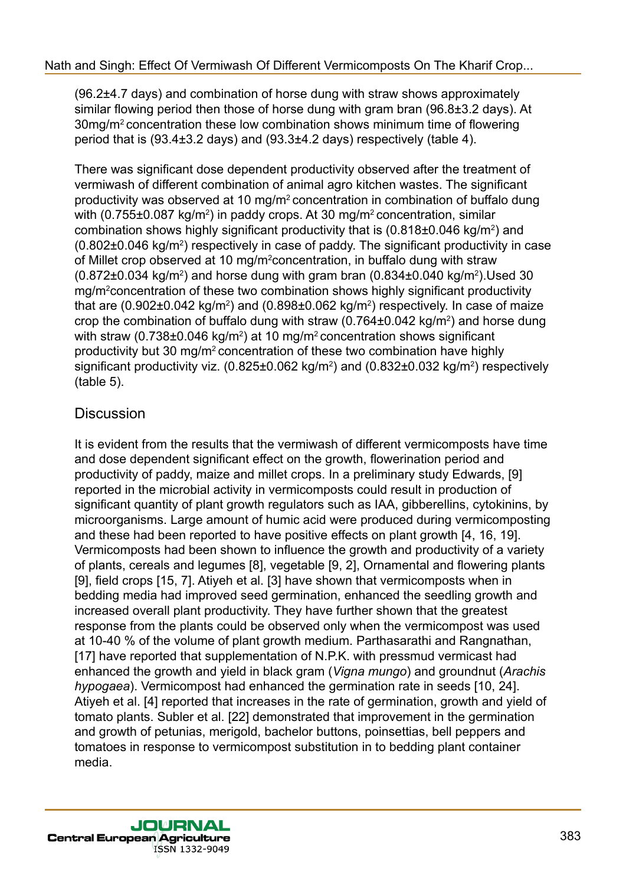(96.2±4.7 days) and combination of horse dung with straw shows approximately similar flowing period then those of horse dung with gram bran (96.8±3.2 days). At 30mg/m$^2$ concentration these low combination shows minimum time of flowering period that is (93.4±3.2 days) and (93.3±4.2 days) respectively (table 4).

There was significant dose dependent productivity observed after the treatment of vermiwash of different combination of animal agro kitchen wastes. The significant productivity was observed at 10 mg/m$^2$ concentration in combination of buffalo dung with (0.755±0.087 kg/m$^2$) in paddy crops. At 30 mg/m$^2$ concentration, similar combination shows highly significant productivity that is (0.818±0.046 kg/m$^2$) and (0.802±0.046 kg/m$^2$) respectively in case of paddy. The significant productivity in case of Millet crop observed at 10 mg/m$^2$concentration, in buffalo dung with straw (0.872±0.034 kg/m$^2$) and horse dung with gram bran (0.834±0.040 kg/m$^2$).Used 30 mg/m$^2$concentration of these two combination shows highly significant productivity that are (0.902±0.042 kg/m$^2$) and (0.898±0.062 kg/m$^2$) respectively. In case of maize crop the combination of buffalo dung with straw (0.764±0.042 kg/m$^2$) and horse dung with straw (0.738±0.046 kg/m$^2$) at 10 mg/m$^2$ concentration shows significant productivity but 30 mg/m$^2$ concentration of these two combination have highly significant productivity viz. (0.825±0.062 kg/m$^2$) and (0.832±0.032 kg/m$^2$) respectively (table 5).

## Discussion

It is evident from the results that the vermiwash of different vermicomposts have time and dose dependent significant effect on the growth, flowerination period and productivity of paddy, maize and millet crops. In a preliminary study Edwards, [9] reported in the microbial activity in vermicomposts could result in production of significant quantity of plant growth regulators such as IAA, gibberellins, cytokinins, by microorganisms. Large amount of humic acid were produced during vermicomposting and these had been reported to have positive effects on plant growth [4, 16, 19]. Vermicomposts had been shown to influence the growth and productivity of a variety of plants, cereals and legumes [8], vegetable [9, 2], Ornamental and flowering plants [9], field crops [15, 7]. Atiyeh et al. [3] have shown that vermicomposts when in bedding media had improved seed germination, enhanced the seedling growth and increased overall plant productivity. They have further shown that the greatest response from the plants could be observed only when the vermicompost was used at 10-40 % of the volume of plant growth medium. Parthasarathi and Rangnathan, [17] have reported that supplementation of N.P.K. with pressmud vermicast had enhanced the growth and yield in black gram (*Vigna mungo*) and groundnut (*Arachis hypogaea*). Vermicompost had enhanced the germination rate in seeds [10, 24]. Atiyeh et al. [4] reported that increases in the rate of germination, growth and yield of tomato plants. Subler et al. [22] demonstrated that improvement in the germination and growth of petunias, merigold, bachelor buttons, poinsettias, bell peppers and tomatoes in response to vermicompost substitution in to bedding plant container media.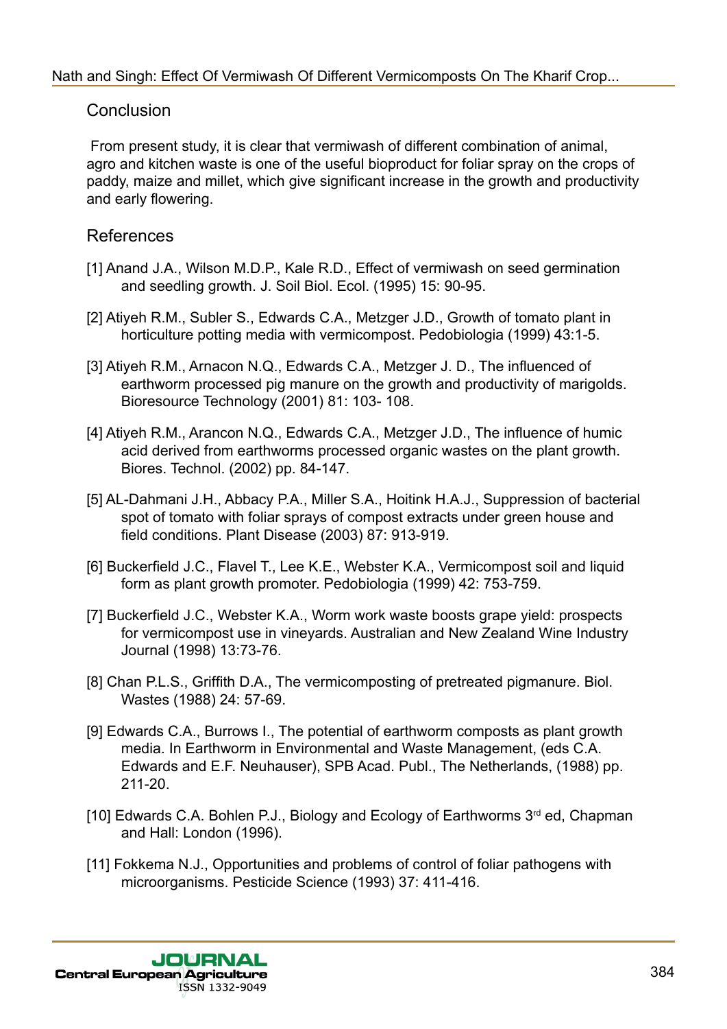## Conclusion

From present study, it is clear that vermiwash of different combination of animal, agro and kitchen waste is one of the useful bioproduct for foliar spray on the crops of paddy, maize and millet, which give significant increase in the growth and productivity and early flowering.

## References

[1] Anand J.A., Wilson M.D.P., Kale R.D., Effect of vermiwash on seed germination and seedling growth. J. Soil Biol. Ecol. (1995) 15: 90-95.

[2] Atiyeh R.M., Subler S., Edwards C.A., Metzger J.D., Growth of tomato plant in horticulture potting media with vermicompost. Pedobiologia (1999) 43:1-5.

[3] Atiyeh R.M., Arnacon N.Q., Edwards C.A., Metzger J. D., The influenced of earthworm processed pig manure on the growth and productivity of marigolds. Bioresource Technology (2001) 81: 103- 108.

[4] Atiyeh R.M., Arancon N.Q., Edwards C.A., Metzger J.D., The influence of humic acid derived from earthworms processed organic wastes on the plant growth. Biores. Technol. (2002) pp. 84-147.

[5] AL-Dahmani J.H., Abbacy P.A., Miller S.A., Hoitink H.A.J., Suppression of bacterial spot of tomato with foliar sprays of compost extracts under green house and field conditions. Plant Disease (2003) 87: 913-919.

[6] Buckerfield J.C., Flavel T., Lee K.E., Webster K.A., Vermicompost soil and liquid form as plant growth promoter. Pedobiologia (1999) 42: 753-759.

[7] Buckerfield J.C., Webster K.A., Worm work waste boosts grape yield: prospects for vermicompost use in vineyards. Australian and New Zealand Wine Industry Journal (1998) 13:73-76.

[8] Chan P.L.S., Griffith D.A., The vermicomposting of pretreated pigmanure. Biol. Wastes (1988) 24: 57-69.

[9] Edwards C.A., Burrows I., The potential of earthworm composts as plant growth media. In Earthworm in Environmental and Waste Management, (eds C.A. Edwards and E.F. Neuhauser), SPB Acad. Publ., The Netherlands, (1988) pp. 211-20.

[10] Edwards C.A. Bohlen P.J., Biology and Ecology of Earthworms 3rd ed, Chapman and Hall: London (1996).

[11] Fokkema N.J., Opportunities and problems of control of foliar pathogens with microorganisms. Pesticide Science (1993) 37: 411-416.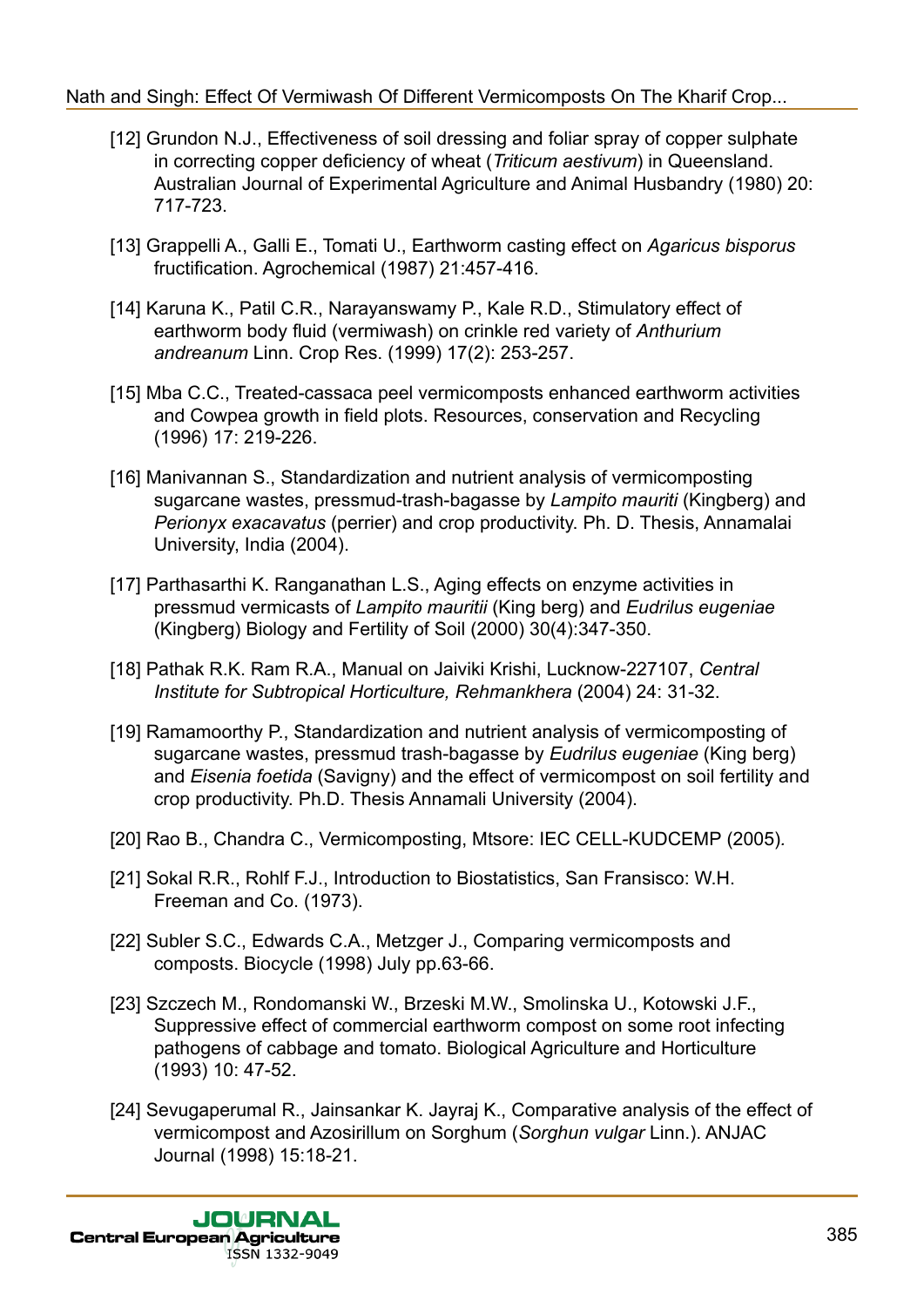[12] Grundon N.J., Effectiveness of soil dressing and foliar spray of copper sulphate in correcting copper deficiency of wheat (*Triticum aestivum*) in Queensland. Australian Journal of Experimental Agriculture and Animal Husbandry (1980) 20: 717-723.

[13] Grappelli A., Galli E., Tomati U., Earthworm casting effect on *Agaricus bisporus* fructification. Agrochemical (1987) 21:457-416.

[14] Karuna K., Patil C.R., Narayanswamy P., Kale R.D., Stimulatory effect of earthworm body fluid (vermiwash) on crinkle red variety of *Anthurium andreanum* Linn. Crop Res. (1999) 17(2): 253-257.

[15] Mba C.C., Treated-cassaca peel vermicomposts enhanced earthworm activities and Cowpea growth in field plots. Resources, conservation and Recycling (1996) 17: 219-226.

[16] Manivannan S., Standardization and nutrient analysis of vermicomposting sugarcane wastes, pressmud-trash-bagasse by *Lampito mauriti* (Kingberg) and *Perionyx exacavatus* (perrier) and crop productivity. Ph. D. Thesis, Annamalai University, India (2004).

[17] Parthasarthi K. Ranganathan L.S., Aging effects on enzyme activities in pressmud vermicasts of *Lampito mauritii* (King berg) and *Eudrilus eugeniae* (Kingberg) Biology and Fertility of Soil (2000) 30(4):347-350.

[18] Pathak R.K. Ram R.A., Manual on Jaiviki Krishi, Lucknow-227107, *Central Institute for Subtropical Horticulture, Rehmankhera* (2004) 24: 31-32.

[19] Ramamoorthy P., Standardization and nutrient analysis of vermicomposting of sugarcane wastes, pressmud trash-bagasse by *Eudrilus eugeniae* (King berg) and *Eisenia foetida* (Savigny) and the effect of vermicompost on soil fertility and crop productivity. Ph.D. Thesis Annamali University (2004).

[20] Rao B., Chandra C., Vermicomposting, Mtsore: IEC CELL-KUDCEMP (2005).

[21] Sokal R.R., Rohlf F.J., Introduction to Biostatistics, San Fransisco: W.H. Freeman and Co. (1973).

[22] Subler S.C., Edwards C.A., Metzger J., Comparing vermicomposts and composts. Biocycle (1998) July pp.63-66.

[23] Szczech M., Rondomanski W., Brzeski M.W., Smolinska U., Kotowski J.F., Suppressive effect of commercial earthworm compost on some root infecting pathogens of cabbage and tomato. Biological Agriculture and Horticulture (1993) 10: 47-52.

[24] Sevugaperumal R., Jainsankar K. Jayraj K., Comparative analysis of the effect of vermicompost and Azosirillum on Sorghum (*Sorghun vulgar* Linn.). ANJAC Journal (1998) 15:18-21.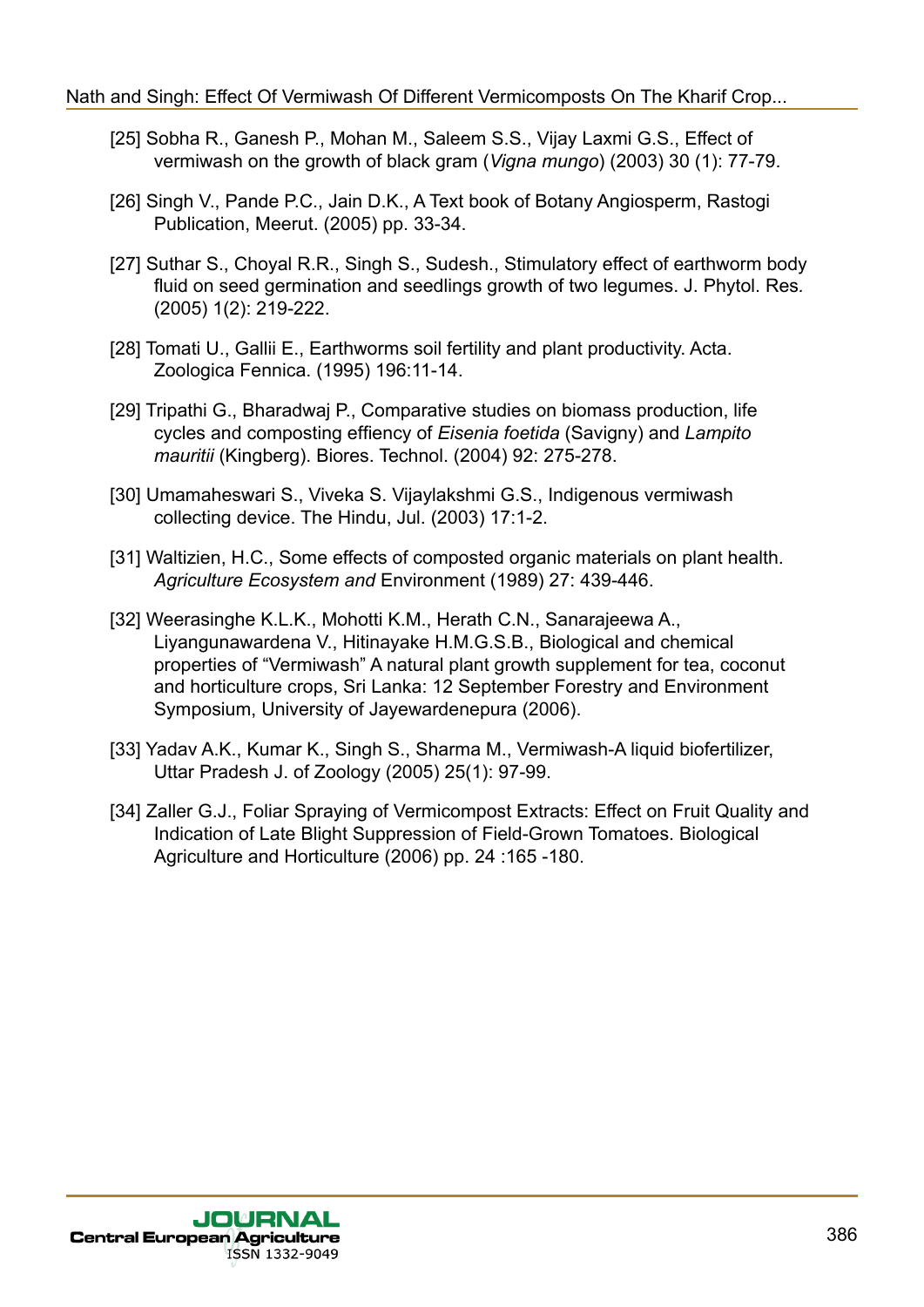[25] Sobha R., Ganesh P., Mohan M., Saleem S.S., Vijay Laxmi G.S., Effect of vermiwash on the growth of black gram (*Vigna mungo*) (2003) 30 (1): 77-79.

[26] Singh V., Pande P.C., Jain D.K., A Text book of Botany Angiosperm, Rastogi Publication, Meerut. (2005) pp. 33-34.

[27] Suthar S., Choyal R.R., Singh S., Sudesh., Stimulatory effect of earthworm body fluid on seed germination and seedlings growth of two legumes. J. Phytol. Res. (2005) 1(2): 219-222.

[28] Tomati U., Gallii E., Earthworms soil fertility and plant productivity. Acta. Zoologica Fennica. (1995) 196:11-14.

[29] Tripathi G., Bharadwaj P., Comparative studies on biomass production, life cycles and composting effiency of *Eisenia foetida* (Savigny) and *Lampito mauritii* (Kingberg). Biores. Technol. (2004) 92: 275-278.

[30] Umamaheswari S., Viveka S. Vijaylakshmi G.S., Indigenous vermiwash collecting device. The Hindu, Jul. (2003) 17:1-2.

[31] Waltizien, H.C., Some effects of composted organic materials on plant health. *Agriculture Ecosystem and* Environment (1989) 27: 439-446.

[32] Weerasinghe K.L.K., Mohotti K.M., Herath C.N., Sanarajeewa A., Liyangunawardena V., Hitinayake H.M.G.S.B., Biological and chemical properties of "Vermiwash" A natural plant growth supplement for tea, coconut and horticulture crops, Sri Lanka: 12 September Forestry and Environment Symposium, University of Jayewardenepura (2006).

[33] Yadav A.K., Kumar K., Singh S., Sharma M., Vermiwash-A liquid biofertilizer, Uttar Pradesh J. of Zoology (2005) 25(1): 97-99.

[34] Zaller G.J., Foliar Spraying of Vermicompost Extracts: Effect on Fruit Quality and Indication of Late Blight Suppression of Field-Grown Tomatoes. Biological Agriculture and Horticulture (2006) pp. 24 :165 -180.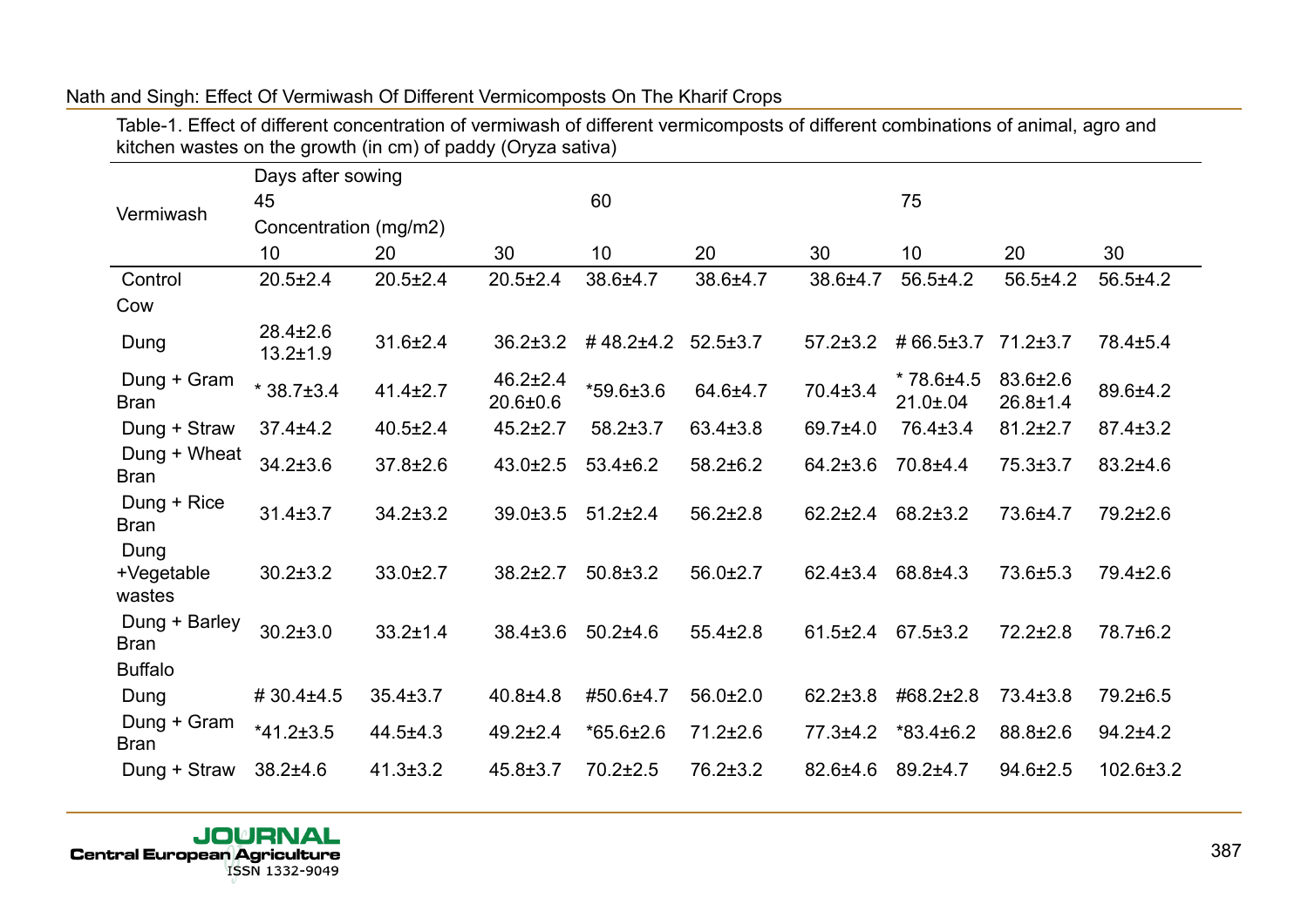Table-1. Effect of different concentration of vermiwash of different vermicomposts of different combinations of animal, agro and kitchen wastes on the growth (in cm) of paddy (Oryza sativa)

| Vermiwash | Days after sowing | | | | | | | | |
|---|---|---|---|---|---|---|---|---|---|
| | 45 | | | 60 | | | 75 | | |
| | Concentration (mg/m2) | | | | | | | | |
| | 10 | 20 | 30 | 10 | 20 | 30 | 10 | 20 | 30 |
| Control | 20.5±2.4 | 20.5±2.4 | 20.5±2.4 | 38.6±4.7 | 38.6±4.7 | 38.6±4.7 | 56.5±4.2 | 56.5±4.2 | 56.5±4.2 |
| Cow | | | | | | | | | |
| Dung | 28.4±2.6 13.2±1.9 | 31.6±2.4 | 36.2±3.2 | # 48.2±4.2 | 52.5±3.7 | 57.2±3.2 | # 66.5±3.7 | 71.2±3.7 | 78.4±5.4 |
| Dung + Gram Bran | * 38.7±3.4 | 41.4±2.7 | 46.2±2.4 20.6±0.6 | *59.6±3.6 | 64.6±4.7 | 70.4±3.4 | * 78.6±4.5 21.0±.04 | 83.6±2.6 26.8±1.4 | 89.6±4.2 |
| Dung + Straw | 37.4±4.2 | 40.5±2.4 | 45.2±2.7 | 58.2±3.7 | 63.4±3.8 | 69.7±4.0 | 76.4±3.4 | 81.2±2.7 | 87.4±3.2 |
| Dung + Wheat Bran | 34.2±3.6 | 37.8±2.6 | 43.0±2.5 | 53.4±6.2 | 58.2±6.2 | 64.2±3.6 | 70.8±4.4 | 75.3±3.7 | 83.2±4.6 |
| Dung + Rice Bran | 31.4±3.7 | 34.2±3.2 | 39.0±3.5 | 51.2±2.4 | 56.2±2.8 | 62.2±2.4 | 68.2±3.2 | 73.6±4.7 | 79.2±2.6 |
| Dung +Vegetable wastes | 30.2±3.2 | 33.0±2.7 | 38.2±2.7 | 50.8±3.2 | 56.0±2.7 | 62.4±3.4 | 68.8±4.3 | 73.6±5.3 | 79.4±2.6 |
| Dung + Barley Bran | 30.2±3.0 | 33.2±1.4 | 38.4±3.6 | 50.2±4.6 | 55.4±2.8 | 61.5±2.4 | 67.5±3.2 | 72.2±2.8 | 78.7±6.2 |
| Buffalo | | | | | | | | | |
| Dung | # 30.4±4.5 | 35.4±3.7 | 40.8±4.8 | #50.6±4.7 | 56.0±2.0 | 62.2±3.8 | #68.2±2.8 | 73.4±3.8 | 79.2±6.5 |
| Dung + Gram Bran | *41.2±3.5 | 44.5±4.3 | 49.2±2.4 | *65.6±2.6 | 71.2±2.6 | 77.3±4.2 | *83.4±6.2 | 88.8±2.6 | 94.2±4.2 |
| Dung + Straw | 38.2±4.6 | 41.3±3.2 | 45.8±3.7 | 70.2±2.5 | 76.2±3.2 | 82.6±4.6 | 89.2±4.7 | 94.6±2.5 | 102.6±3.2 |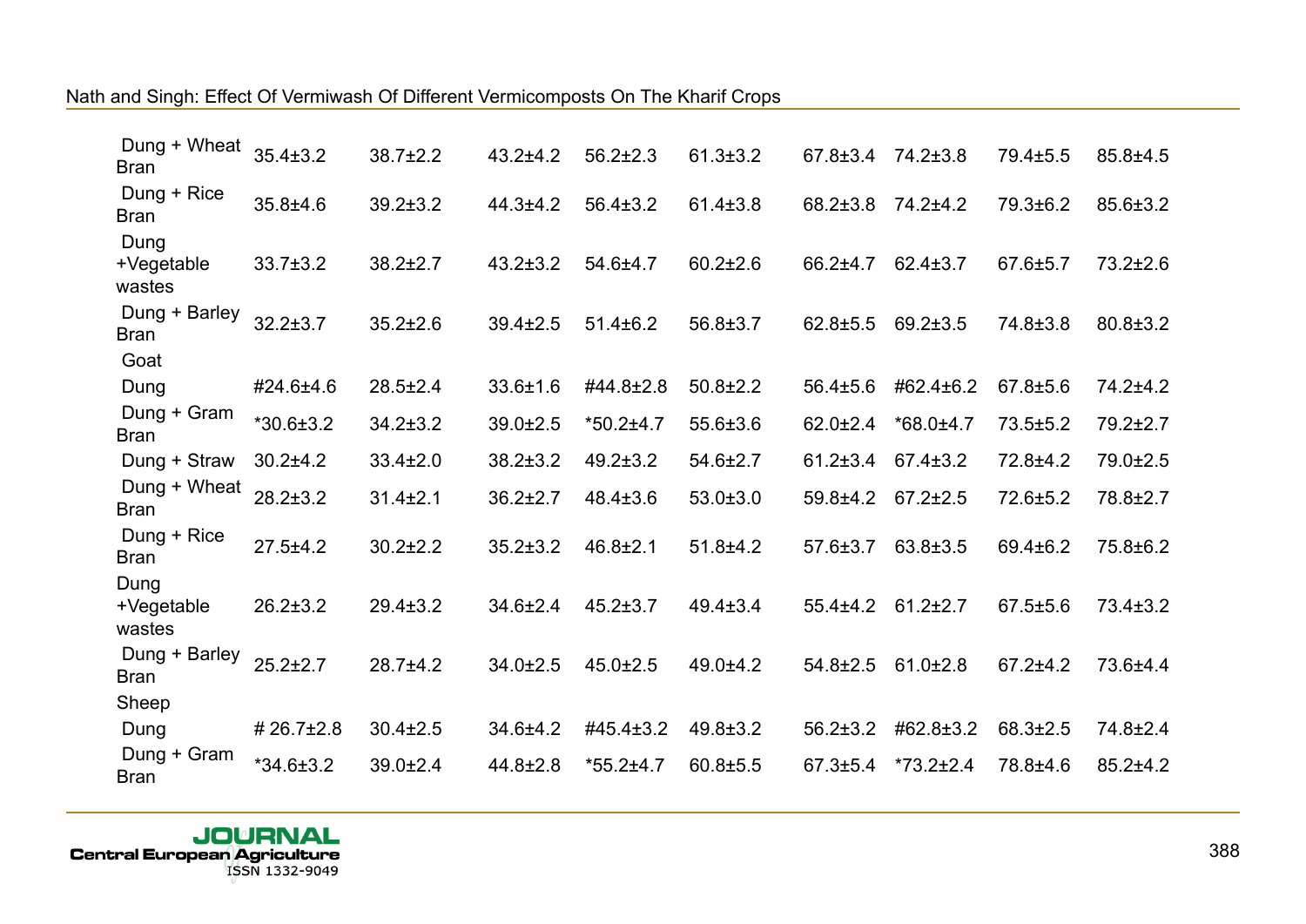| | | | | | | | | | |
|---|---|---|---|---|---|---|---|---|---|
| Dung + Wheat Bran | 35.4±3.2 | 38.7±2.2 | 43.2±4.2 | 56.2±2.3 | 61.3±3.2 | 67.8±3.4 | 74.2±3.8 | 79.4±5.5 | 85.8±4.5 |
| Dung + Rice Bran | 35.8±4.6 | 39.2±3.2 | 44.3±4.2 | 56.4±3.2 | 61.4±3.8 | 68.2±3.8 | 74.2±4.2 | 79.3±6.2 | 85.6±3.2 |
| Dung +Vegetable wastes | 33.7±3.2 | 38.2±2.7 | 43.2±3.2 | 54.6±4.7 | 60.2±2.6 | 66.2±4.7 | 62.4±3.7 | 67.6±5.7 | 73.2±2.6 |
| Dung + Barley Bran | 32.2±3.7 | 35.2±2.6 | 39.4±2.5 | 51.4±6.2 | 56.8±3.7 | 62.8±5.5 | 69.2±3.5 | 74.8±3.8 | 80.8±3.2 |
| Goat | | | | | | | | | |
| Dung | #24.6±4.6 | 28.5±2.4 | 33.6±1.6 | #44.8±2.8 | 50.8±2.2 | 56.4±5.6 | #62.4±6.2 | 67.8±5.6 | 74.2±4.2 |
| Dung + Gram Bran | *30.6±3.2 | 34.2±3.2 | 39.0±2.5 | *50.2±4.7 | 55.6±3.6 | 62.0±2.4 | *68.0±4.7 | 73.5±5.2 | 79.2±2.7 |
| Dung + Straw | 30.2±4.2 | 33.4±2.0 | 38.2±3.2 | 49.2±3.2 | 54.6±2.7 | 61.2±3.4 | 67.4±3.2 | 72.8±4.2 | 79.0±2.5 |
| Dung + Wheat Bran | 28.2±3.2 | 31.4±2.1 | 36.2±2.7 | 48.4±3.6 | 53.0±3.0 | 59.8±4.2 | 67.2±2.5 | 72.6±5.2 | 78.8±2.7 |
| Dung + Rice Bran | 27.5±4.2 | 30.2±2.2 | 35.2±3.2 | 46.8±2.1 | 51.8±4.2 | 57.6±3.7 | 63.8±3.5 | 69.4±6.2 | 75.8±6.2 |
| Dung +Vegetable wastes | 26.2±3.2 | 29.4±3.2 | 34.6±2.4 | 45.2±3.7 | 49.4±3.4 | 55.4±4.2 | 61.2±2.7 | 67.5±5.6 | 73.4±3.2 |
| Dung + Barley Bran | 25.2±2.7 | 28.7±4.2 | 34.0±2.5 | 45.0±2.5 | 49.0±4.2 | 54.8±2.5 | 61.0±2.8 | 67.2±4.2 | 73.6±4.4 |
| Sheep | | | | | | | | | |
| Dung | # 26.7±2.8 | 30.4±2.5 | 34.6±4.2 | #45.4±3.2 | 49.8±3.2 | 56.2±3.2 | #62.8±3.2 | 68.3±2.5 | 74.8±2.4 |
| Dung + Gram Bran | *34.6±3.2 | 39.0±2.4 | 44.8±2.8 | *55.2±4.7 | 60.8±5.5 | 67.3±5.4 | *73.2±2.4 | 78.8±4.6 | 85.2±4.2 |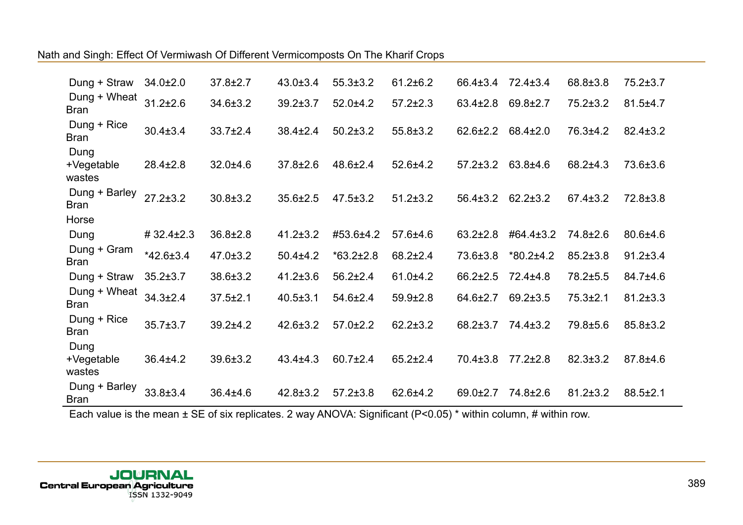| | | | | | | | | | |
|---|---|---|---|---|---|---|---|---|---|
| Dung + Straw | 34.0±2.0 | 37.8±2.7 | 43.0±3.4 | 55.3±3.2 | 61.2±6.2 | 66.4±3.4 | 72.4±3.4 | 68.8±3.8 | 75.2±3.7 |
| Dung + Wheat Bran | 31.2±2.6 | 34.6±3.2 | 39.2±3.7 | 52.0±4.2 | 57.2±2.3 | 63.4±2.8 | 69.8±2.7 | 75.2±3.2 | 81.5±4.7 |
| Dung + Rice Bran | 30.4±3.4 | 33.7±2.4 | 38.4±2.4 | 50.2±3.2 | 55.8±3.2 | 62.6±2.2 | 68.4±2.0 | 76.3±4.2 | 82.4±3.2 |
| Dung +Vegetable wastes | 28.4±2.8 | 32.0±4.6 | 37.8±2.6 | 48.6±2.4 | 52.6±4.2 | 57.2±3.2 | 63.8±4.6 | 68.2±4.3 | 73.6±3.6 |
| Dung + Barley Bran | 27.2±3.2 | 30.8±3.2 | 35.6±2.5 | 47.5±3.2 | 51.2±3.2 | 56.4±3.2 | 62.2±3.2 | 67.4±3.2 | 72.8±3.8 |
| Horse | | | | | | | | | |
| Dung | # 32.4±2.3 | 36.8±2.8 | 41.2±3.2 | #53.6±4.2 | 57.6±4.6 | 63.2±2.8 | #64.4±3.2 | 74.8±2.6 | 80.6±4.6 |
| Dung + Gram Bran | *42.6±3.4 | 47.0±3.2 | 50.4±4.2 | *63.2±2.8 | 68.2±2.4 | 73.6±3.8 | *80.2±4.2 | 85.2±3.8 | 91.2±3.4 |
| Dung + Straw | 35.2±3.7 | 38.6±3.2 | 41.2±3.6 | 56.2±2.4 | 61.0±4.2 | 66.2±2.5 | 72.4±4.8 | 78.2±5.5 | 84.7±4.6 |
| Dung + Wheat Bran | 34.3±2.4 | 37.5±2.1 | 40.5±3.1 | 54.6±2.4 | 59.9±2.8 | 64.6±2.7 | 69.2±3.5 | 75.3±2.1 | 81.2±3.3 |
| Dung + Rice Bran | 35.7±3.7 | 39.2±4.2 | 42.6±3.2 | 57.0±2.2 | 62.2±3.2 | 68.2±3.7 | 74.4±3.2 | 79.8±5.6 | 85.8±3.2 |
| Dung +Vegetable wastes | 36.4±4.2 | 39.6±3.2 | 43.4±4.3 | 60.7±2.4 | 65.2±2.4 | 70.4±3.8 | 77.2±2.8 | 82.3±3.2 | 87.8±4.6 |
| Dung + Barley Bran | 33.8±3.4 | 36.4±4.6 | 42.8±3.2 | 57.2±3.8 | 62.6±4.2 | 69.0±2.7 | 74.8±2.6 | 81.2±3.2 | 88.5±2.1 |

Each value is the mean ± SE of six replicates. 2 way ANOVA: Significant ($P<0.05$) * within column, # within row.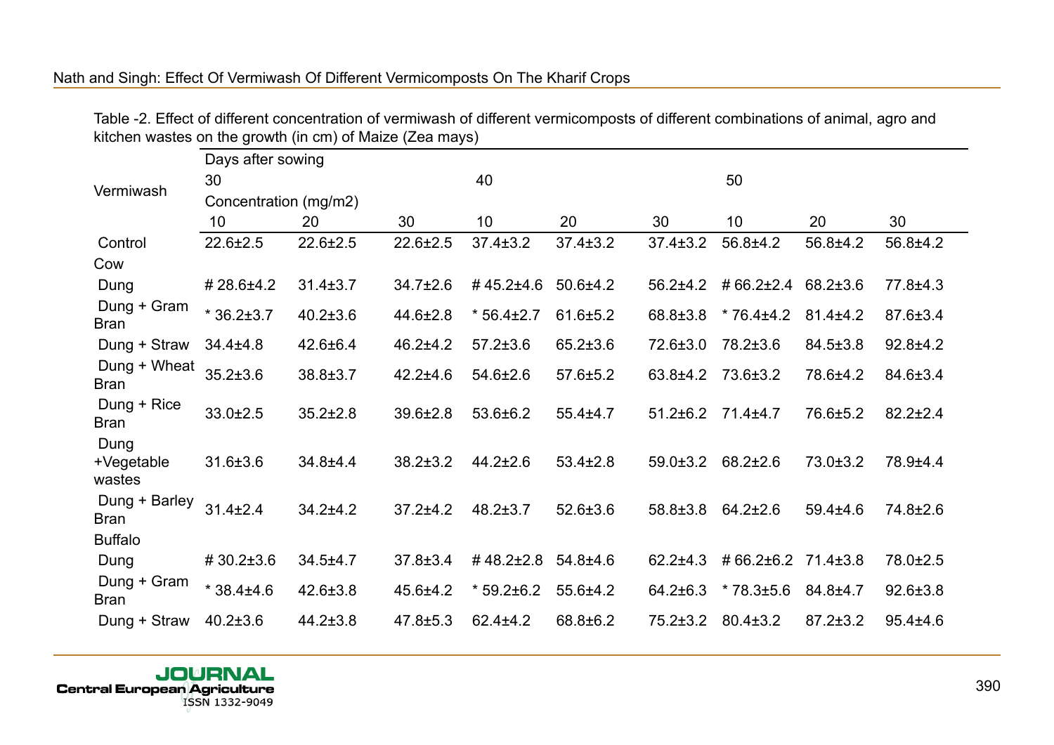Table -2. Effect of different concentration of vermiwash of different vermicomposts of different combinations of animal, agro and kitchen wastes on the growth (in cm) of Maize (Zea mays)

| Vermiwash | Days after sowing | | | | | | | | |
|---|---|---|---|---|---|---|---|---|---|
| | 30 | | | 40 | | | 50 | | |
| | Concentration (mg/m2) | | | | | | | | |
| | 10 | 20 | 30 | 10 | 20 | 30 | 10 | 20 | 30 |
| Control | 22.6±2.5 | 22.6±2.5 | 22.6±2.5 | 37.4±3.2 | 37.4±3.2 | 37.4±3.2 | 56.8±4.2 | 56.8±4.2 | 56.8±4.2 |
| Cow | | | | | | | | | |
| Dung | # 28.6±4.2 | 31.4±3.7 | 34.7±2.6 | # 45.2±4.6 | 50.6±4.2 | 56.2±4.2 | # 66.2±2.4 | 68.2±3.6 | 77.8±4.3 |
| Dung + Gram Bran | * 36.2±3.7 | 40.2±3.6 | 44.6±2.8 | * 56.4±2.7 | 61.6±5.2 | 68.8±3.8 | * 76.4±4.2 | 81.4±4.2 | 87.6±3.4 |
| Dung + Straw | 34.4±4.8 | 42.6±6.4 | 46.2±4.2 | 57.2±3.6 | 65.2±3.6 | 72.6±3.0 | 78.2±3.6 | 84.5±3.8 | 92.8±4.2 |
| Dung + Wheat Bran | 35.2±3.6 | 38.8±3.7 | 42.2±4.6 | 54.6±2.6 | 57.6±5.2 | 63.8±4.2 | 73.6±3.2 | 78.6±4.2 | 84.6±3.4 |
| Dung + Rice Bran | 33.0±2.5 | 35.2±2.8 | 39.6±2.8 | 53.6±6.2 | 55.4±4.7 | 51.2±6.2 | 71.4±4.7 | 76.6±5.2 | 82.2±2.4 |
| Dung +Vegetable wastes | 31.6±3.6 | 34.8±4.4 | 38.2±3.2 | 44.2±2.6 | 53.4±2.8 | 59.0±3.2 | 68.2±2.6 | 73.0±3.2 | 78.9±4.4 |
| Dung + Barley Bran | 31.4±2.4 | 34.2±4.2 | 37.2±4.2 | 48.2±3.7 | 52.6±3.6 | 58.8±3.8 | 64.2±2.6 | 59.4±4.6 | 74.8±2.6 |
| Buffalo | | | | | | | | | |
| Dung | # 30.2±3.6 | 34.5±4.7 | 37.8±3.4 | # 48.2±2.8 | 54.8±4.6 | 62.2±4.3 | # 66.2±6.2 | 71.4±3.8 | 78.0±2.5 |
| Dung + Gram Bran | * 38.4±4.6 | 42.6±3.8 | 45.6±4.2 | * 59.2±6.2 | 55.6±4.2 | 64.2±6.3 | * 78.3±5.6 | 84.8±4.7 | 92.6±3.8 |
| Dung + Straw | 40.2±3.6 | 44.2±3.8 | 47.8±5.3 | 62.4±4.2 | 68.8±6.2 | 75.2±3.2 | 80.4±3.2 | 87.2±3.2 | 95.4±4.6 |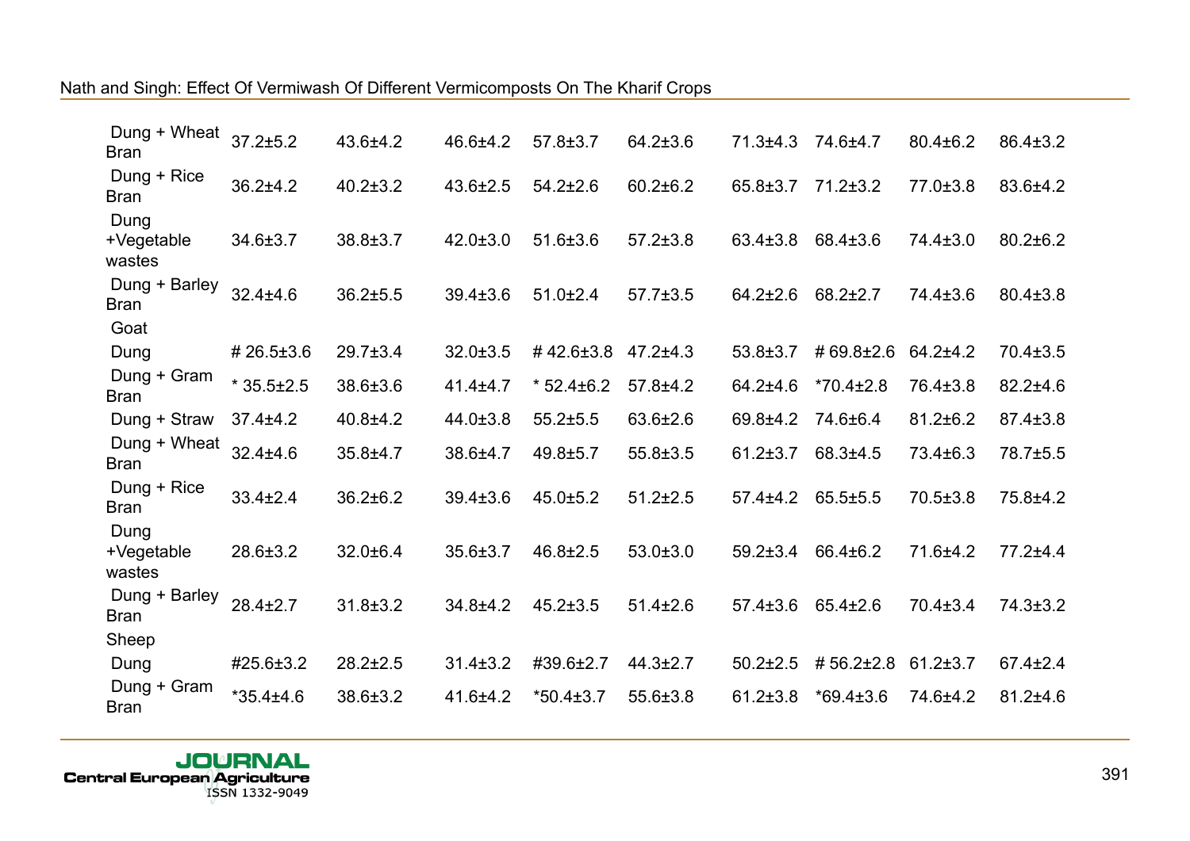| | | | | | | | | | |
|---|---|---|---|---|---|---|---|---|---|
| Dung + Wheat Bran | 37.2±5.2 | 43.6±4.2 | 46.6±4.2 | 57.8±3.7 | 64.2±3.6 | 71.3±4.3 | 74.6±4.7 | 80.4±6.2 | 86.4±3.2 |
| Dung + Rice Bran | 36.2±4.2 | 40.2±3.2 | 43.6±2.5 | 54.2±2.6 | 60.2±6.2 | 65.8±3.7 | 71.2±3.2 | 77.0±3.8 | 83.6±4.2 |
| Dung +Vegetable wastes | 34.6±3.7 | 38.8±3.7 | 42.0±3.0 | 51.6±3.6 | 57.2±3.8 | 63.4±3.8 | 68.4±3.6 | 74.4±3.0 | 80.2±6.2 |
| Dung + Barley Bran | 32.4±4.6 | 36.2±5.5 | 39.4±3.6 | 51.0±2.4 | 57.7±3.5 | 64.2±2.6 | 68.2±2.7 | 74.4±3.6 | 80.4±3.8 |
| Goat | | | | | | | | | |
| Dung | # 26.5±3.6 | 29.7±3.4 | 32.0±3.5 | # 42.6±3.8 | 47.2±4.3 | 53.8±3.7 | # 69.8±2.6 | 64.2±4.2 | 70.4±3.5 |
| Dung + Gram Bran | * 35.5±2.5 | 38.6±3.6 | 41.4±4.7 | * 52.4±6.2 | 57.8±4.2 | 64.2±4.6 | *70.4±2.8 | 76.4±3.8 | 82.2±4.6 |
| Dung + Straw | 37.4±4.2 | 40.8±4.2 | 44.0±3.8 | 55.2±5.5 | 63.6±2.6 | 69.8±4.2 | 74.6±6.4 | 81.2±6.2 | 87.4±3.8 |
| Dung + Wheat Bran | 32.4±4.6 | 35.8±4.7 | 38.6±4.7 | 49.8±5.7 | 55.8±3.5 | 61.2±3.7 | 68.3±4.5 | 73.4±6.3 | 78.7±5.5 |
| Dung + Rice Bran | 33.4±2.4 | 36.2±6.2 | 39.4±3.6 | 45.0±5.2 | 51.2±2.5 | 57.4±4.2 | 65.5±5.5 | 70.5±3.8 | 75.8±4.2 |
| Dung +Vegetable wastes | 28.6±3.2 | 32.0±6.4 | 35.6±3.7 | 46.8±2.5 | 53.0±3.0 | 59.2±3.4 | 66.4±6.2 | 71.6±4.2 | 77.2±4.4 |
| Dung + Barley Bran | 28.4±2.7 | 31.8±3.2 | 34.8±4.2 | 45.2±3.5 | 51.4±2.6 | 57.4±3.6 | 65.4±2.6 | 70.4±3.4 | 74.3±3.2 |
| Sheep | | | | | | | | | |
| Dung | #25.6±3.2 | 28.2±2.5 | 31.4±3.2 | #39.6±2.7 | 44.3±2.7 | 50.2±2.5 | # 56.2±2.8 | 61.2±3.7 | 67.4±2.4 |
| Dung + Gram Bran | *35.4±4.6 | 38.6±3.2 | 41.6±4.2 | *50.4±3.7 | 55.6±3.8 | 61.2±3.8 | *69.4±3.6 | 74.6±4.2 | 81.2±4.6 |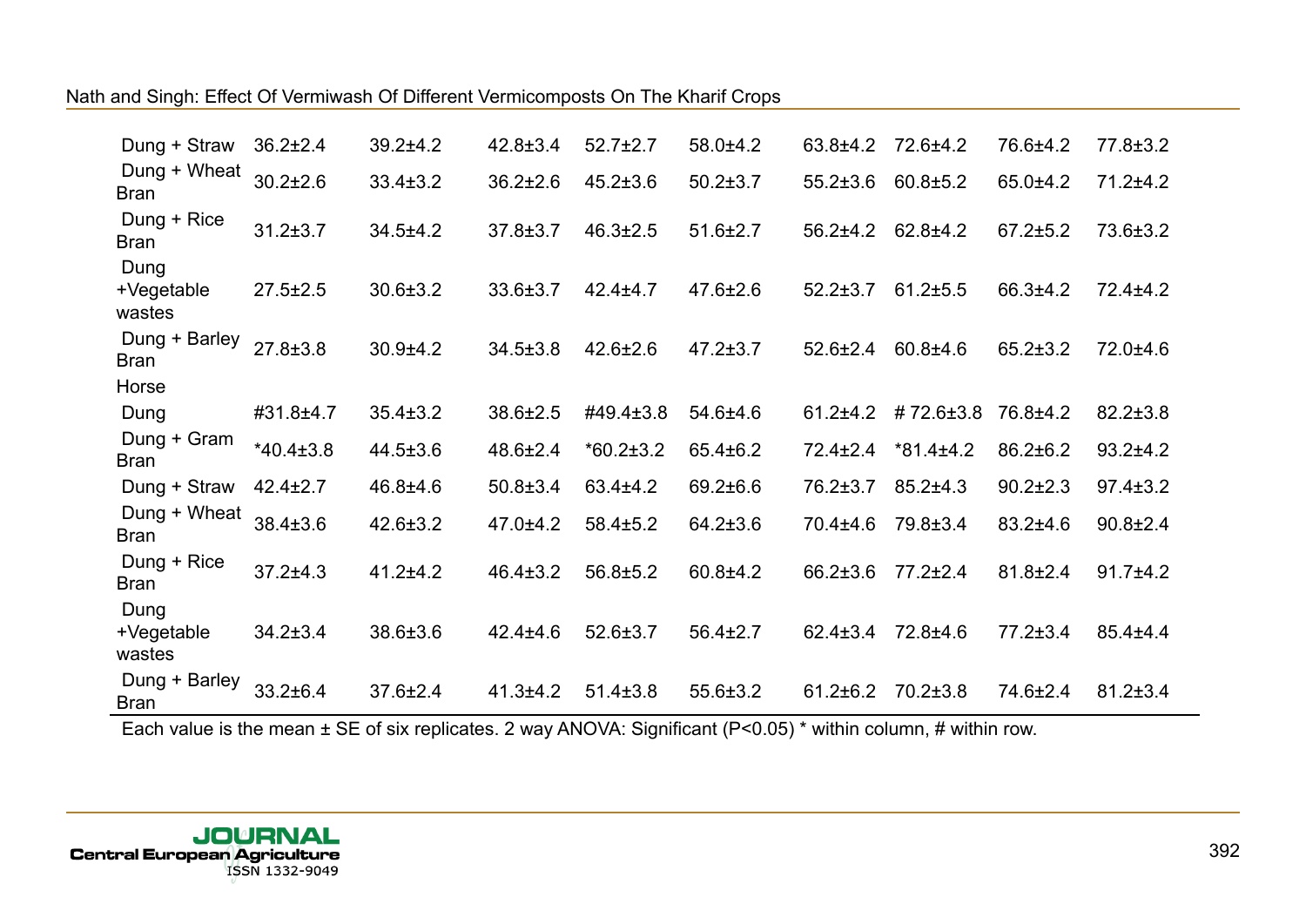| | | | | | | | | | |
|---|---|---|---|---|---|---|---|---|---|
| Dung + Straw | 36.2±2.4 | 39.2±4.2 | 42.8±3.4 | 52.7±2.7 | 58.0±4.2 | 63.8±4.2 | 72.6±4.2 | 76.6±4.2 | 77.8±3.2 |
| Dung + Wheat Bran | 30.2±2.6 | 33.4±3.2 | 36.2±2.6 | 45.2±3.6 | 50.2±3.7 | 55.2±3.6 | 60.8±5.2 | 65.0±4.2 | 71.2±4.2 |
| Dung + Rice Bran | 31.2±3.7 | 34.5±4.2 | 37.8±3.7 | 46.3±2.5 | 51.6±2.7 | 56.2±4.2 | 62.8±4.2 | 67.2±5.2 | 73.6±3.2 |
| Dung +Vegetable wastes | 27.5±2.5 | 30.6±3.2 | 33.6±3.7 | 42.4±4.7 | 47.6±2.6 | 52.2±3.7 | 61.2±5.5 | 66.3±4.2 | 72.4±4.2 |
| Dung + Barley Bran | 27.8±3.8 | 30.9±4.2 | 34.5±3.8 | 42.6±2.6 | 47.2±3.7 | 52.6±2.4 | 60.8±4.6 | 65.2±3.2 | 72.0±4.6 |
| Horse | | | | | | | | | |
| Dung | #31.8±4.7 | 35.4±3.2 | 38.6±2.5 | #49.4±3.8 | 54.6±4.6 | 61.2±4.2 | # 72.6±3.8 | 76.8±4.2 | 82.2±3.8 |
| Dung + Gram Bran | *40.4±3.8 | 44.5±3.6 | 48.6±2.4 | *60.2±3.2 | 65.4±6.2 | 72.4±2.4 | *81.4±4.2 | 86.2±6.2 | 93.2±4.2 |
| Dung + Straw | 42.4±2.7 | 46.8±4.6 | 50.8±3.4 | 63.4±4.2 | 69.2±6.6 | 76.2±3.7 | 85.2±4.3 | 90.2±2.3 | 97.4±3.2 |
| Dung + Wheat Bran | 38.4±3.6 | 42.6±3.2 | 47.0±4.2 | 58.4±5.2 | 64.2±3.6 | 70.4±4.6 | 79.8±3.4 | 83.2±4.6 | 90.8±2.4 |
| Dung + Rice Bran | 37.2±4.3 | 41.2±4.2 | 46.4±3.2 | 56.8±5.2 | 60.8±4.2 | 66.2±3.6 | 77.2±2.4 | 81.8±2.4 | 91.7±4.2 |
| Dung +Vegetable wastes | 34.2±3.4 | 38.6±3.6 | 42.4±4.6 | 52.6±3.7 | 56.4±2.7 | 62.4±3.4 | 72.8±4.6 | 77.2±3.4 | 85.4±4.4 |
| Dung + Barley Bran | 33.2±6.4 | 37.6±2.4 | 41.3±4.2 | 51.4±3.8 | 55.6±3.2 | 61.2±6.2 | 70.2±3.8 | 74.6±2.4 | 81.2±3.4 |

Each value is the mean ± SE of six replicates. 2 way ANOVA: Significant ($P<0.05$) * within column, # within row.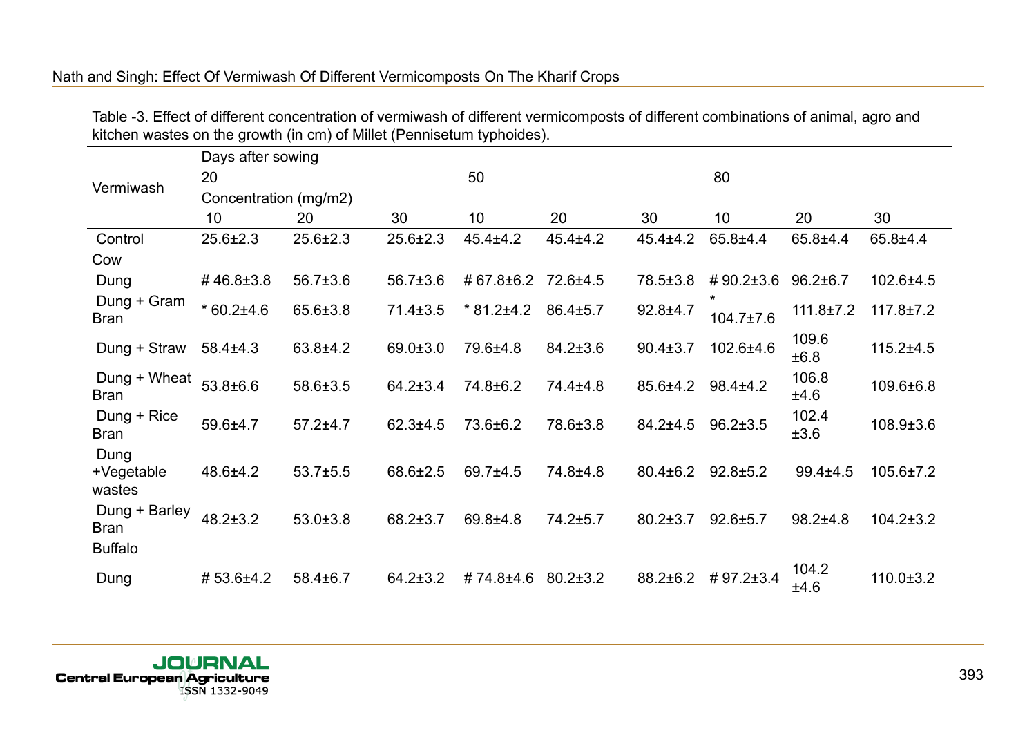Table -3. Effect of different concentration of vermiwash of different vermicomposts of different combinations of animal, agro and kitchen wastes on the growth (in cm) of Millet (Pennisetum typhoides).

| Vermiwash | Days after sowing | | | | | | | | |
|---|---|---|---|---|---|---|---|---|---|
| | 20 | | | 50 | | | 80 | | |
| | Concentration (mg/m2) | | | | | | | | |
| | 10 | 20 | 30 | 10 | 20 | 30 | 10 | 20 | 30 |
| Control | 25.6±2.3 | 25.6±2.3 | 25.6±2.3 | 45.4±4.2 | 45.4±4.2 | 45.4±4.2 | 65.8±4.4 | 65.8±4.4 | 65.8±4.4 |
| Cow | | | | | | | | | |
| Dung | # 46.8±3.8 | 56.7±3.6 | 56.7±3.6 | # 67.8±6.2 | 72.6±4.5 | 78.5±3.8 | # 90.2±3.6 | 96.2±6.7 | 102.6±4.5 |
| Dung + Gram Bran | * 60.2±4.6 | 65.6±3.8 | 71.4±3.5 | * 81.2±4.2 | 86.4±5.7 | 92.8±4.7 | * 104.7±7.6 | 111.8±7.2 | 117.8±7.2 |
| Dung + Straw | 58.4±4.3 | 63.8±4.2 | 69.0±3.0 | 79.6±4.8 | 84.2±3.6 | 90.4±3.7 | 102.6±4.6 | 109.6 ±6.8 | 115.2±4.5 |
| Dung + Wheat Bran | 53.8±6.6 | 58.6±3.5 | 64.2±3.4 | 74.8±6.2 | 74.4±4.8 | 85.6±4.2 | 98.4±4.2 | 106.8 ±4.6 | 109.6±6.8 |
| Dung + Rice Bran | 59.6±4.7 | 57.2±4.7 | 62.3±4.5 | 73.6±6.2 | 78.6±3.8 | 84.2±4.5 | 96.2±3.5 | 102.4 ±3.6 | 108.9±3.6 |
| Dung +Vegetable wastes | 48.6±4.2 | 53.7±5.5 | 68.6±2.5 | 69.7±4.5 | 74.8±4.8 | 80.4±6.2 | 92.8±5.2 | 99.4±4.5 | 105.6±7.2 |
| Dung + Barley Bran | 48.2±3.2 | 53.0±3.8 | 68.2±3.7 | 69.8±4.8 | 74.2±5.7 | 80.2±3.7 | 92.6±5.7 | 98.2±4.8 | 104.2±3.2 |
| Buffalo | | | | | | | | | |
| Dung | # 53.6±4.2 | 58.4±6.7 | 64.2±3.2 | # 74.8±4.6 | 80.2±3.2 | 88.2±6.2 | # 97.2±3.4 | 104.2 ±4.6 | 110.0±3.2 |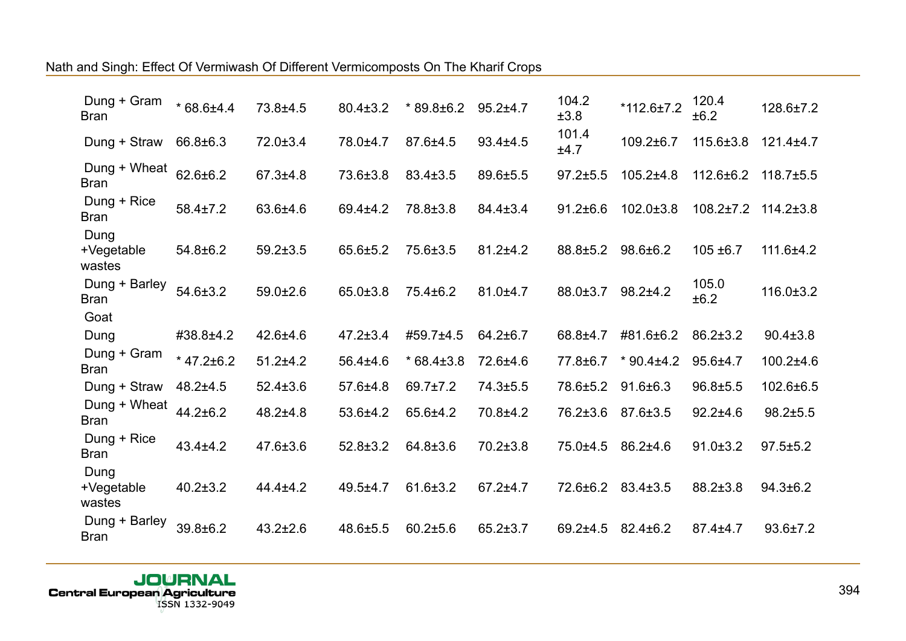| | | | | | | | | | |
|---|---|---|---|---|---|---|---|---|---|
| Dung + Gram Bran | * 68.6±4.4 | 73.8±4.5 | 80.4±3.2 | * 89.8±6.2 | 95.2±4.7 | 104.2 ±3.8 | *112.6±7.2 | 120.4 ±6.2 | 128.6±7.2 |
| Dung + Straw | 66.8±6.3 | 72.0±3.4 | 78.0±4.7 | 87.6±4.5 | 93.4±4.5 | 101.4 ±4.7 | 109.2±6.7 | 115.6±3.8 | 121.4±4.7 |
| Dung + Wheat Bran | 62.6±6.2 | 67.3±4.8 | 73.6±3.8 | 83.4±3.5 | 89.6±5.5 | 97.2±5.5 | 105.2±4.8 | 112.6±6.2 | 118.7±5.5 |
| Dung + Rice Bran | 58.4±7.2 | 63.6±4.6 | 69.4±4.2 | 78.8±3.8 | 84.4±3.4 | 91.2±6.6 | 102.0±3.8 | 108.2±7.2 | 114.2±3.8 |
| Dung +Vegetable wastes | 54.8±6.2 | 59.2±3.5 | 65.6±5.2 | 75.6±3.5 | 81.2±4.2 | 88.8±5.2 | 98.6±6.2 | 105 ±6.7 | 111.6±4.2 |
| Dung + Barley Bran | 54.6±3.2 | 59.0±2.6 | 65.0±3.8 | 75.4±6.2 | 81.0±4.7 | 88.0±3.7 | 98.2±4.2 | 105.0 ±6.2 | 116.0±3.2 |
| Goat | | | | | | | | | |
| Dung | #38.8±4.2 | 42.6±4.6 | 47.2±3.4 | #59.7±4.5 | 64.2±6.7 | 68.8±4.7 | #81.6±6.2 | 86.2±3.2 | 90.4±3.8 |
| Dung + Gram Bran | * 47.2±6.2 | 51.2±4.2 | 56.4±4.6 | * 68.4±3.8 | 72.6±4.6 | 77.8±6.7 | * 90.4±4.2 | 95.6±4.7 | 100.2±4.6 |
| Dung + Straw | 48.2±4.5 | 52.4±3.6 | 57.6±4.8 | 69.7±7.2 | 74.3±5.5 | 78.6±5.2 | 91.6±6.3 | 96.8±5.5 | 102.6±6.5 |
| Dung + Wheat Bran | 44.2±6.2 | 48.2±4.8 | 53.6±4.2 | 65.6±4.2 | 70.8±4.2 | 76.2±3.6 | 87.6±3.5 | 92.2±4.6 | 98.2±5.5 |
| Dung + Rice Bran | 43.4±4.2 | 47.6±3.6 | 52.8±3.2 | 64.8±3.6 | 70.2±3.8 | 75.0±4.5 | 86.2±4.6 | 91.0±3.2 | 97.5±5.2 |
| Dung +Vegetable wastes | 40.2±3.2 | 44.4±4.2 | 49.5±4.7 | 61.6±3.2 | 67.2±4.7 | 72.6±6.2 | 83.4±3.5 | 88.2±3.8 | 94.3±6.2 |
| Dung + Barley Bran | 39.8±6.2 | 43.2±2.6 | 48.6±5.5 | 60.2±5.6 | 65.2±3.7 | 69.2±4.5 | 82.4±6.2 | 87.4±4.7 | 93.6±7.2 |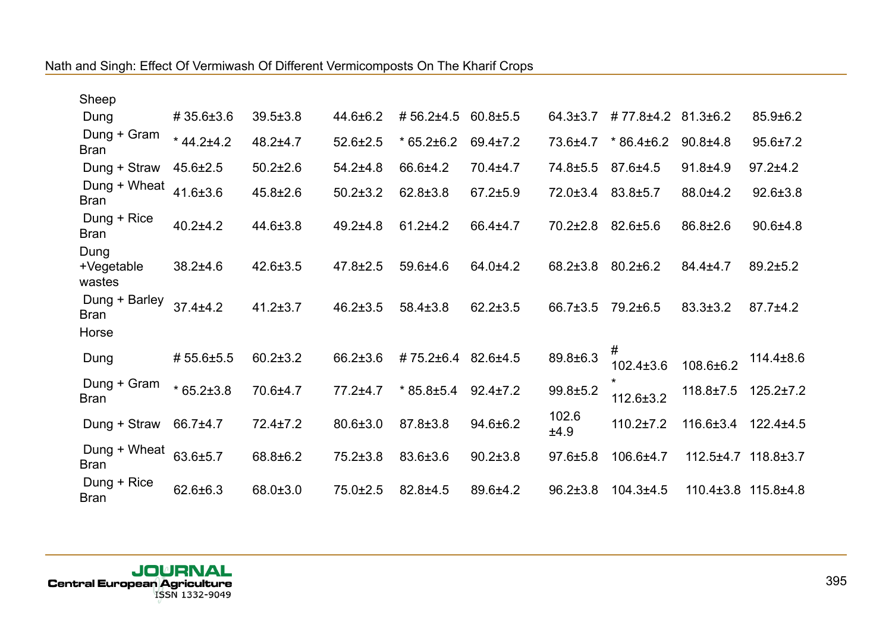| | | | | | | | | | |
|---|---|---|---|---|---|---|---|---|---|
| Sheep | | | | | | | | | |
| Dung | # 35.6±3.6 | 39.5±3.8 | 44.6±6.2 | # 56.2±4.5 | 60.8±5.5 | 64.3±3.7 | # 77.8±4.2 | 81.3±6.2 | 85.9±6.2 |
| Dung + Gram Bran | * 44.2±4.2 | 48.2±4.7 | 52.6±2.5 | * 65.2±6.2 | 69.4±7.2 | 73.6±4.7 | * 86.4±6.2 | 90.8±4.8 | 95.6±7.2 |
| Dung + Straw | 45.6±2.5 | 50.2±2.6 | 54.2±4.8 | 66.6±4.2 | 70.4±4.7 | 74.8±5.5 | 87.6±4.5 | 91.8±4.9 | 97.2±4.2 |
| Dung + Wheat Bran | 41.6±3.6 | 45.8±2.6 | 50.2±3.2 | 62.8±3.8 | 67.2±5.9 | 72.0±3.4 | 83.8±5.7 | 88.0±4.2 | 92.6±3.8 |
| Dung + Rice Bran | 40.2±4.2 | 44.6±3.8 | 49.2±4.8 | 61.2±4.2 | 66.4±4.7 | 70.2±2.8 | 82.6±5.6 | 86.8±2.6 | 90.6±4.8 |
| Dung +Vegetable wastes | 38.2±4.6 | 42.6±3.5 | 47.8±2.5 | 59.6±4.6 | 64.0±4.2 | 68.2±3.8 | 80.2±6.2 | 84.4±4.7 | 89.2±5.2 |
| Dung + Barley Bran | 37.4±4.2 | 41.2±3.7 | 46.2±3.5 | 58.4±3.8 | 62.2±3.5 | 66.7±3.5 | 79.2±6.5 | 83.3±3.2 | 87.7±4.2 |
| Horse | | | | | | | | | |
| Dung | # 55.6±5.5 | 60.2±3.2 | 66.2±3.6 | # 75.2±6.4 | 82.6±4.5 | 89.8±6.3 | # 102.4±3.6 | 108.6±6.2 | 114.4±8.6 |
| Dung + Gram Bran | * 65.2±3.8 | 70.6±4.7 | 77.2±4.7 | * 85.8±5.4 | 92.4±7.2 | 99.8±5.2 | * 112.6±3.2 | 118.8±7.5 | 125.2±7.2 |
| Dung + Straw | 66.7±4.7 | 72.4±7.2 | 80.6±3.0 | 87.8±3.8 | 94.6±6.2 | 102.6 ±4.9 | 110.2±7.2 | 116.6±3.4 | 122.4±4.5 |
| Dung + Wheat Bran | 63.6±5.7 | 68.8±6.2 | 75.2±3.8 | 83.6±3.6 | 90.2±3.8 | 97.6±5.8 | 106.6±4.7 | 112.5±4.7 | 118.8±3.7 |
| Dung + Rice Bran | 62.6±6.3 | 68.0±3.0 | 75.0±2.5 | 82.8±4.5 | 89.6±4.2 | 96.2±3.8 | 104.3±4.5 | 110.4±3.8 | 115.8±4.8 |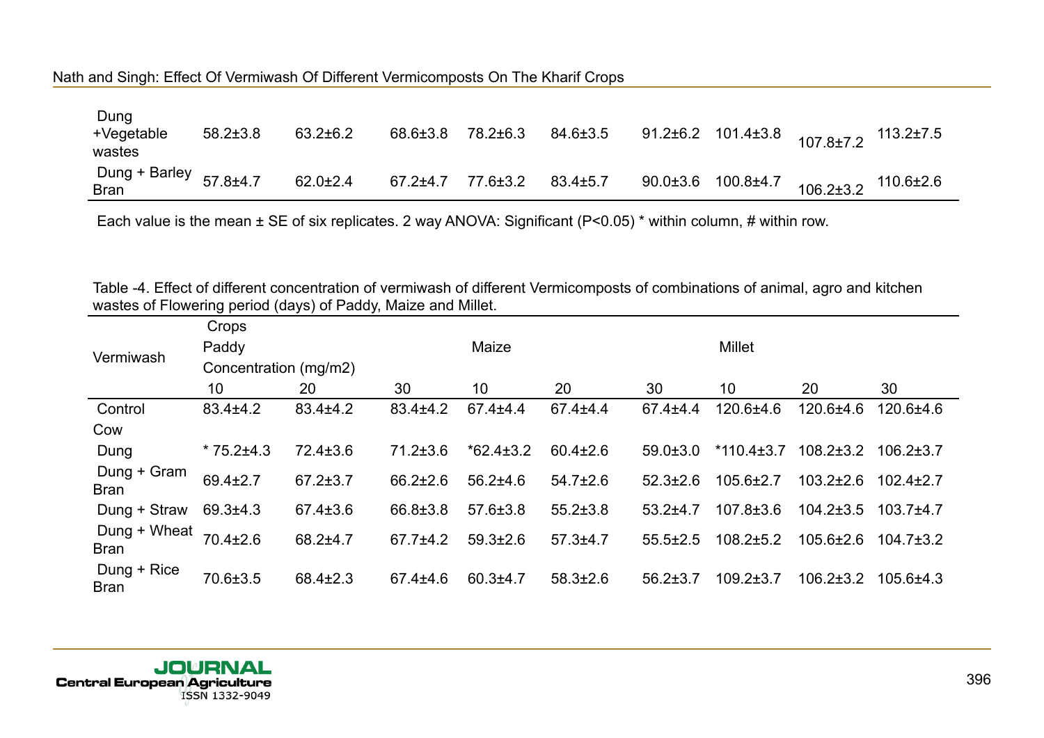| | | | | | | | | | |
|---|---|---|---|---|---|---|---|---|---|
| Dung +Vegetable wastes | 58.2±3.8 | 63.2±6.2 | 68.6±3.8 | 78.2±6.3 | 84.6±3.5 | 91.2±6.2 | 101.4±3.8 | 107.8±7.2 | 113.2±7.5 |
| Dung + Barley Bran | 57.8±4.7 | 62.0±2.4 | 67.2±4.7 | 77.6±3.2 | 83.4±5.7 | 90.0±3.6 | 100.8±4.7 | 106.2±3.2 | 110.6±2.6 |

Each value is the mean ± SE of six replicates. 2 way ANOVA: Significant ($P<0.05$) * within column, # within row.

Table -4. Effect of different concentration of vermiwash of different Vermicomposts of combinations of animal, agro and kitchen wastes of Flowering period (days) of Paddy, Maize and Millet.

| Vermiwash | Crops | | | | | | | | |
|---|---|---|---|---|---|---|---|---|---|
| | Paddy | | | Maize | | | Millet | | |
| | Concentration (mg/m2) | | | | | | | | |
| | 10 | 20 | 30 | 10 | 20 | 30 | 10 | 20 | 30 |
| Control | 83.4±4.2 | 83.4±4.2 | 83.4±4.2 | 67.4±4.4 | 67.4±4.4 | 67.4±4.4 | 120.6±4.6 | 120.6±4.6 | 120.6±4.6 |
| Cow Dung | * 75.2±4.3 | 72.4±3.6 | 71.2±3.6 | *62.4±3.2 | 60.4±2.6 | 59.0±3.0 | *110.4±3.7 | 108.2±3.2 | 106.2±3.7 |
| Dung + Gram Bran | 69.4±2.7 | 67.2±3.7 | 66.2±2.6 | 56.2±4.6 | 54.7±2.6 | 52.3±2.6 | 105.6±2.7 | 103.2±2.6 | 102.4±2.7 |
| Dung + Straw | 69.3±4.3 | 67.4±3.6 | 66.8±3.8 | 57.6±3.8 | 55.2±3.8 | 53.2±4.7 | 107.8±3.6 | 104.2±3.5 | 103.7±4.7 |
| Dung + Wheat Bran | 70.4±2.6 | 68.2±4.7 | 67.7±4.2 | 59.3±2.6 | 57.3±4.7 | 55.5±2.5 | 108.2±5.2 | 105.6±2.6 | 104.7±3.2 |
| Dung + Rice Bran | 70.6±3.5 | 68.4±2.3 | 67.4±4.6 | 60.3±4.7 | 58.3±2.6 | 56.2±3.7 | 109.2±3.7 | 106.2±3.2 | 105.6±4.3 |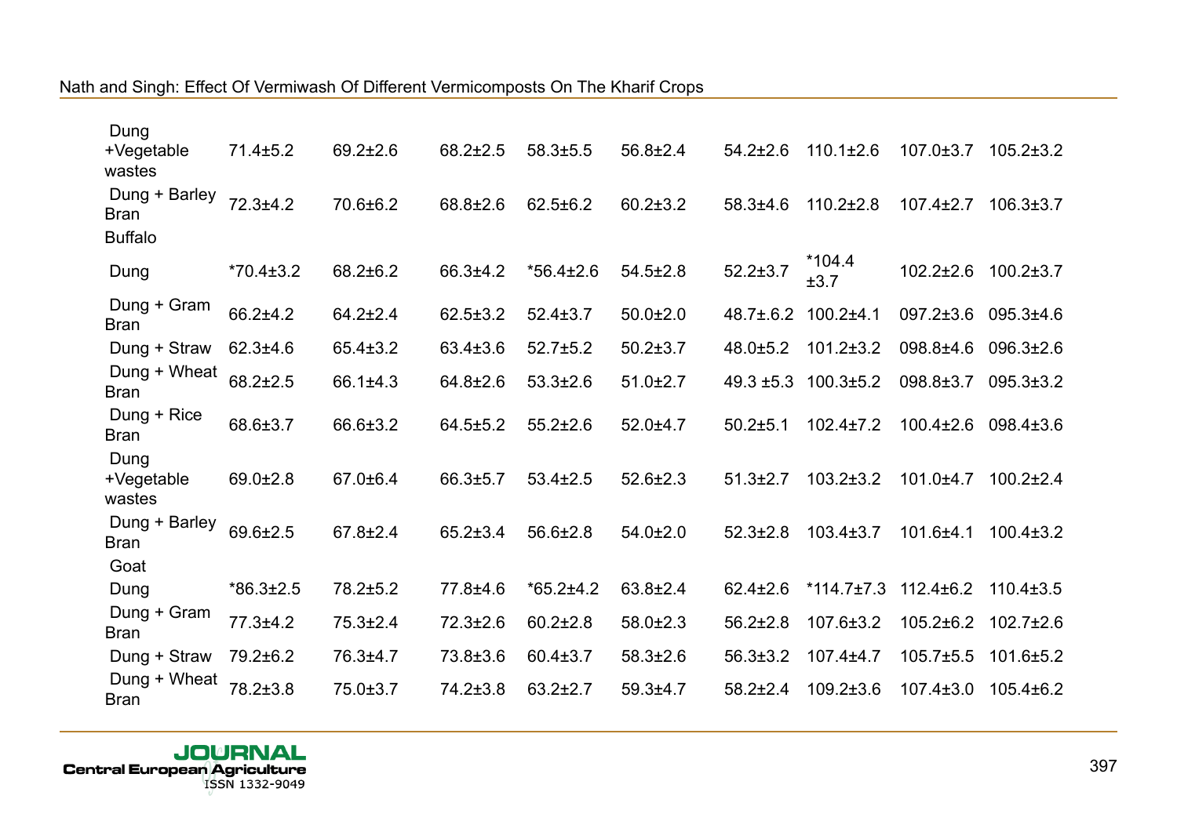| | | | | | | | | | |
|---|---|---|---|---|---|---|---|---|---|
| Dung +Vegetable wastes | 71.4±5.2 | 69.2±2.6 | 68.2±2.5 | 58.3±5.5 | 56.8±2.4 | 54.2±2.6 | 110.1±2.6 | 107.0±3.7 | 105.2±3.2 |
| Dung + Barley Bran | 72.3±4.2 | 70.6±6.2 | 68.8±2.6 | 62.5±6.2 | 60.2±3.2 | 58.3±4.6 | 110.2±2.8 | 107.4±2.7 | 106.3±3.7 |
| Buffalo | | | | | | | | | |
| Dung | *70.4±3.2 | 68.2±6.2 | 66.3±4.2 | *56.4±2.6 | 54.5±2.8 | 52.2±3.7 | *104.4 ±3.7 | 102.2±2.6 | 100.2±3.7 |
| Dung + Gram Bran | 66.2±4.2 | 64.2±2.4 | 62.5±3.2 | 52.4±3.7 | 50.0±2.0 | 48.7±.6.2 | 100.2±4.1 | 097.2±3.6 | 095.3±4.6 |
| Dung + Straw | 62.3±4.6 | 65.4±3.2 | 63.4±3.6 | 52.7±5.2 | 50.2±3.7 | 48.0±5.2 | 101.2±3.2 | 098.8±4.6 | 096.3±2.6 |
| Dung + Wheat Bran | 68.2±2.5 | 66.1±4.3 | 64.8±2.6 | 53.3±2.6 | 51.0±2.7 | 49.3 ±5.3 | 100.3±5.2 | 098.8±3.7 | 095.3±3.2 |
| Dung + Rice Bran | 68.6±3.7 | 66.6±3.2 | 64.5±5.2 | 55.2±2.6 | 52.0±4.7 | 50.2±5.1 | 102.4±7.2 | 100.4±2.6 | 098.4±3.6 |
| Dung +Vegetable wastes | 69.0±2.8 | 67.0±6.4 | 66.3±5.7 | 53.4±2.5 | 52.6±2.3 | 51.3±2.7 | 103.2±3.2 | 101.0±4.7 | 100.2±2.4 |
| Dung + Barley Bran | 69.6±2.5 | 67.8±2.4 | 65.2±3.4 | 56.6±2.8 | 54.0±2.0 | 52.3±2.8 | 103.4±3.7 | 101.6±4.1 | 100.4±3.2 |
| Goat | | | | | | | | | |
| Dung | *86.3±2.5 | 78.2±5.2 | 77.8±4.6 | *65.2±4.2 | 63.8±2.4 | 62.4±2.6 | *114.7±7.3 | 112.4±6.2 | 110.4±3.5 |
| Dung + Gram Bran | 77.3±4.2 | 75.3±2.4 | 72.3±2.6 | 60.2±2.8 | 58.0±2.3 | 56.2±2.8 | 107.6±3.2 | 105.2±6.2 | 102.7±2.6 |
| Dung + Straw | 79.2±6.2 | 76.3±4.7 | 73.8±3.6 | 60.4±3.7 | 58.3±2.6 | 56.3±3.2 | 107.4±4.7 | 105.7±5.5 | 101.6±5.2 |
| Dung + Wheat Bran | 78.2±3.8 | 75.0±3.7 | 74.2±3.8 | 63.2±2.7 | 59.3±4.7 | 58.2±2.4 | 109.2±3.6 | 107.4±3.0 | 105.4±6.2 |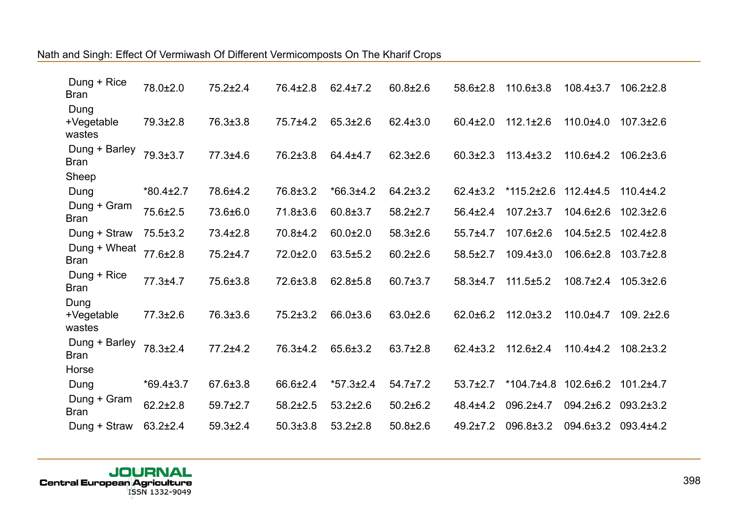| | | | | | | | | | |
|---|---|---|---|---|---|---|---|---|---|
| Dung + Rice Bran | 78.0±2.0 | 75.2±2.4 | 76.4±2.8 | 62.4±7.2 | 60.8±2.6 | 58.6±2.8 | 110.6±3.8 | 108.4±3.7 | 106.2±2.8 |
| Dung +Vegetable wastes | 79.3±2.8 | 76.3±3.8 | 75.7±4.2 | 65.3±2.6 | 62.4±3.0 | 60.4±2.0 | 112.1±2.6 | 110.0±4.0 | 107.3±2.6 |
| Dung + Barley Bran | 79.3±3.7 | 77.3±4.6 | 76.2±3.8 | 64.4±4.7 | 62.3±2.6 | 60.3±2.3 | 113.4±3.2 | 110.6±4.2 | 106.2±3.6 |
| Sheep | | | | | | | | | |
| Dung | *80.4±2.7 | 78.6±4.2 | 76.8±3.2 | *66.3±4.2 | 64.2±3.2 | 62.4±3.2 | *115.2±2.6 | 112.4±4.5 | 110.4±4.2 |
| Dung + Gram Bran | 75.6±2.5 | 73.6±6.0 | 71.8±3.6 | 60.8±3.7 | 58.2±2.7 | 56.4±2.4 | 107.2±3.7 | 104.6±2.6 | 102.3±2.6 |
| Dung + Straw | 75.5±3.2 | 73.4±2.8 | 70.8±4.2 | 60.0±2.0 | 58.3±2.6 | 55.7±4.7 | 107.6±2.6 | 104.5±2.5 | 102.4±2.8 |
| Dung + Wheat Bran | 77.6±2.8 | 75.2±4.7 | 72.0±2.0 | 63.5±5.2 | 60.2±2.6 | 58.5±2.7 | 109.4±3.0 | 106.6±2.8 | 103.7±2.8 |
| Dung + Rice Bran | 77.3±4.7 | 75.6±3.8 | 72.6±3.8 | 62.8±5.8 | 60.7±3.7 | 58.3±4.7 | 111.5±5.2 | 108.7±2.4 | 105.3±2.6 |
| Dung +Vegetable wastes | 77.3±2.6 | 76.3±3.6 | 75.2±3.2 | 66.0±3.6 | 63.0±2.6 | 62.0±6.2 | 112.0±3.2 | 110.0±4.7 | 109. 2±2.6 |
| Dung + Barley Bran | 78.3±2.4 | 77.2±4.2 | 76.3±4.2 | 65.6±3.2 | 63.7±2.8 | 62.4±3.2 | 112.6±2.4 | 110.4±4.2 | 108.2±3.2 |
| Horse | | | | | | | | | |
| Dung | *69.4±3.7 | 67.6±3.8 | 66.6±2.4 | *57.3±2.4 | 54.7±7.2 | 53.7±2.7 | *104.7±4.8 | 102.6±6.2 | 101.2±4.7 |
| Dung + Gram Bran | 62.2±2.8 | 59.7±2.7 | 58.2±2.5 | 53.2±2.6 | 50.2±6.2 | 48.4±4.2 | 096.2±4.7 | 094.2±6.2 | 093.2±3.2 |
| Dung + Straw | 63.2±2.4 | 59.3±2.4 | 50.3±3.8 | 53.2±2.8 | 50.8±2.6 | 49.2±7.2 | 096.8±3.2 | 094.6±3.2 | 093.4±4.2 |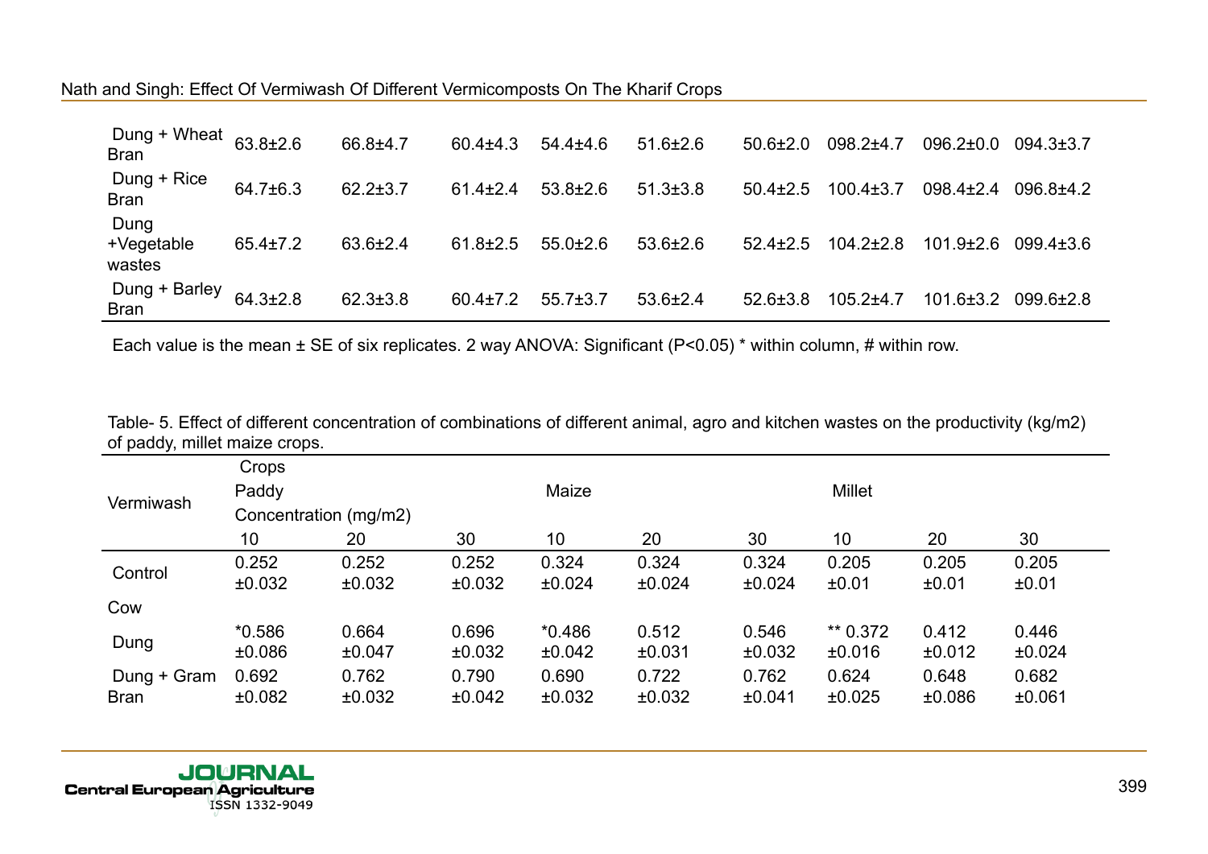| | | | | | | | | | |
|---|---|---|---|---|---|---|---|---|---|
| Dung + Wheat Bran | 63.8±2.6 | 66.8±4.7 | 60.4±4.3 | 54.4±4.6 | 51.6±2.6 | 50.6±2.0 | 098.2±4.7 | 096.2±0.0 | 094.3±3.7 |
| Dung + Rice Bran | 64.7±6.3 | 62.2±3.7 | 61.4±2.4 | 53.8±2.6 | 51.3±3.8 | 50.4±2.5 | 100.4±3.7 | 098.4±2.4 | 096.8±4.2 |
| Dung +Vegetable wastes | 65.4±7.2 | 63.6±2.4 | 61.8±2.5 | 55.0±2.6 | 53.6±2.6 | 52.4±2.5 | 104.2±2.8 | 101.9±2.6 | 099.4±3.6 |
| Dung + Barley Bran | 64.3±2.8 | 62.3±3.8 | 60.4±7.2 | 55.7±3.7 | 53.6±2.4 | 52.6±3.8 | 105.2±4.7 | 101.6±3.2 | 099.6±2.8 |

Each value is the mean ± SE of six replicates. 2 way ANOVA: Significant ($P<0.05$) * within column, # within row.

Table- 5. Effect of different concentration of combinations of different animal, agro and kitchen wastes on the productivity (kg/m2) of paddy, millet maize crops.

| Vermiwash | Crops | | | | | | | | |
|---|---|---|---|---|---|---|---|---|---|
| | Paddy | | | Maize | | | Millet | | |
| | Concentration (mg/m2) | | | | | | | | |
| | 10 | 20 | 30 | 10 | 20 | 30 | 10 | 20 | 30 |
| Control | 0.252 ±0.032 | 0.252 ±0.032 | 0.252 ±0.032 | 0.324 ±0.024 | 0.324 ±0.024 | 0.324 ±0.024 | 0.205 ±0.01 | 0.205 ±0.01 | 0.205 ±0.01 |
| Cow | | | | | | | | | |
| Dung | *0.586 ±0.086 | 0.664 ±0.047 | 0.696 ±0.032 | *0.486 ±0.042 | 0.512 ±0.031 | 0.546 ±0.032 | ** 0.372 ±0.016 | 0.412 ±0.012 | 0.446 ±0.024 |
| Dung + Gram Bran | 0.692 ±0.082 | 0.762 ±0.032 | 0.790 ±0.042 | 0.690 ±0.032 | 0.722 ±0.032 | 0.762 ±0.041 | 0.624 ±0.025 | 0.648 ±0.086 | 0.682 ±0.061 |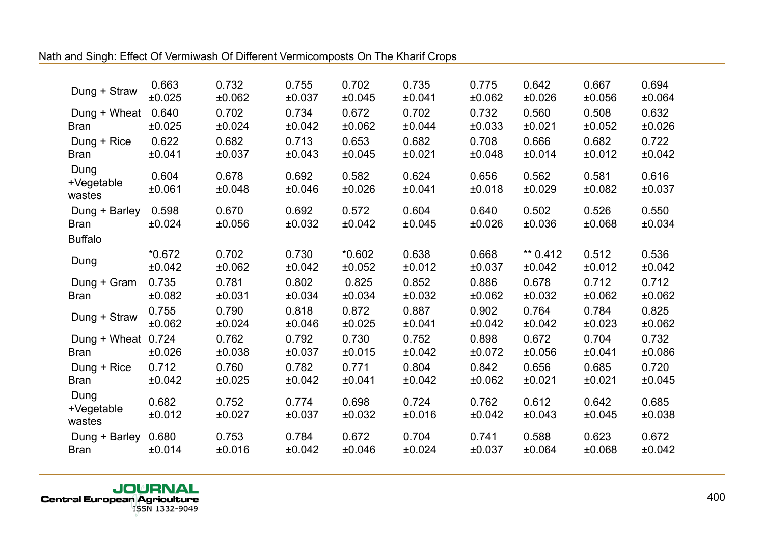| | | | | | | | | | |
|---|---|---|---|---|---|---|---|---|---|
| Dung + Straw | 0.663 ±0.025 | 0.732 ±0.062 | 0.755 ±0.037 | 0.702 ±0.045 | 0.735 ±0.041 | 0.775 ±0.062 | 0.642 ±0.026 | 0.667 ±0.056 | 0.694 ±0.064 |
| Dung + Wheat Bran | 0.640 ±0.025 | 0.702 ±0.024 | 0.734 ±0.042 | 0.672 ±0.062 | 0.702 ±0.044 | 0.732 ±0.033 | 0.560 ±0.021 | 0.508 ±0.052 | 0.632 ±0.026 |
| Dung + Rice Bran | 0.622 ±0.041 | 0.682 ±0.037 | 0.713 ±0.043 | 0.653 ±0.045 | 0.682 ±0.021 | 0.708 ±0.048 | 0.666 ±0.014 | 0.682 ±0.012 | 0.722 ±0.042 |
| Dung +Vegetable wastes | 0.604 ±0.061 | 0.678 ±0.048 | 0.692 ±0.046 | 0.582 ±0.026 | 0.624 ±0.041 | 0.656 ±0.018 | 0.562 ±0.029 | 0.581 ±0.082 | 0.616 ±0.037 |
| Dung + Barley Bran | 0.598 ±0.024 | 0.670 ±0.056 | 0.692 ±0.032 | 0.572 ±0.042 | 0.604 ±0.045 | 0.640 ±0.026 | 0.502 ±0.036 | 0.526 ±0.068 | 0.550 ±0.034 |
| Buffalo | | | | | | | | | |
| Dung | *0.672 ±0.042 | 0.702 ±0.062 | 0.730 ±0.042 | *0.602 ±0.052 | 0.638 ±0.012 | 0.668 ±0.037 | ** 0.412 ±0.042 | 0.512 ±0.012 | 0.536 ±0.042 |
| Dung + Gram Bran | 0.735 ±0.082 | 0.781 ±0.031 | 0.802 ±0.034 | 0.825 ±0.034 | 0.852 ±0.032 | 0.886 ±0.062 | 0.678 ±0.032 | 0.712 ±0.062 | 0.712 ±0.062 |
| Dung + Straw | 0.755 ±0.062 | 0.790 ±0.024 | 0.818 ±0.046 | 0.872 ±0.025 | 0.887 ±0.041 | 0.902 ±0.042 | 0.764 ±0.042 | 0.784 ±0.023 | 0.825 ±0.062 |
| Dung + Wheat Bran | 0.724 ±0.026 | 0.762 ±0.038 | 0.792 ±0.037 | 0.730 ±0.015 | 0.752 ±0.042 | 0.898 ±0.072 | 0.672 ±0.056 | 0.704 ±0.041 | 0.732 ±0.086 |
| Dung + Rice Bran | 0.712 ±0.042 | 0.760 ±0.025 | 0.782 ±0.042 | 0.771 ±0.041 | 0.804 ±0.042 | 0.842 ±0.062 | 0.656 ±0.021 | 0.685 ±0.021 | 0.720 ±0.045 |
| Dung +Vegetable wastes | 0.682 ±0.012 | 0.752 ±0.027 | 0.774 ±0.037 | 0.698 ±0.032 | 0.724 ±0.016 | 0.762 ±0.042 | 0.612 ±0.043 | 0.642 ±0.045 | 0.685 ±0.038 |
| Dung + Barley Bran | 0.680 ±0.014 | 0.753 ±0.016 | 0.784 ±0.042 | 0.672 ±0.046 | 0.704 ±0.024 | 0.741 ±0.037 | 0.588 ±0.064 | 0.623 ±0.068 | 0.672 ±0.042 |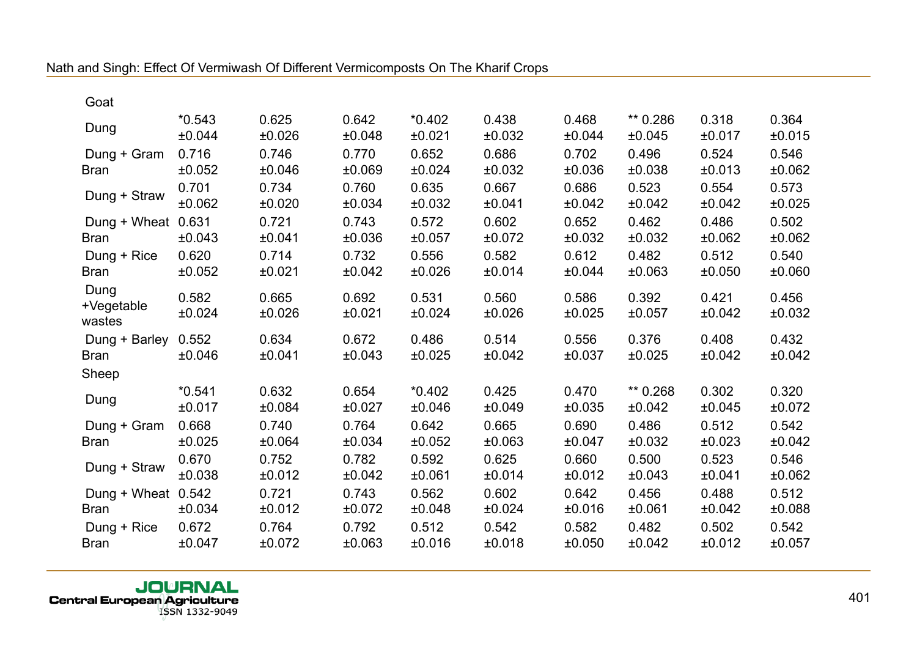| | | | | | | | | | |
|---|---|---|---|---|---|---|---|---|---|
| Goat | | | | | | | | | |
| Dung | *0.543 ±0.044 | 0.625 ±0.026 | 0.642 ±0.048 | *0.402 ±0.021 | 0.438 ±0.032 | 0.468 ±0.044 | ** 0.286 ±0.045 | 0.318 ±0.017 | 0.364 ±0.015 |
| Dung + Gram Bran | 0.716 ±0.052 | 0.746 ±0.046 | 0.770 ±0.069 | 0.652 ±0.024 | 0.686 ±0.032 | 0.702 ±0.036 | 0.496 ±0.038 | 0.524 ±0.013 | 0.546 ±0.062 |
| Dung + Straw | 0.701 ±0.062 | 0.734 ±0.020 | 0.760 ±0.034 | 0.635 ±0.032 | 0.667 ±0.041 | 0.686 ±0.042 | 0.523 ±0.042 | 0.554 ±0.042 | 0.573 ±0.025 |
| Dung + Wheat Bran | 0.631 ±0.043 | 0.721 ±0.041 | 0.743 ±0.036 | 0.572 ±0.057 | 0.602 ±0.072 | 0.652 ±0.032 | 0.462 ±0.032 | 0.486 ±0.062 | 0.502 ±0.062 |
| Dung + Rice Bran | 0.620 ±0.052 | 0.714 ±0.021 | 0.732 ±0.042 | 0.556 ±0.026 | 0.582 ±0.014 | 0.612 ±0.044 | 0.482 ±0.063 | 0.512 ±0.050 | 0.540 ±0.060 |
| Dung +Vegetable wastes | 0.582 ±0.024 | 0.665 ±0.026 | 0.692 ±0.021 | 0.531 ±0.024 | 0.560 ±0.026 | 0.586 ±0.025 | 0.392 ±0.057 | 0.421 ±0.042 | 0.456 ±0.032 |
| Dung + Barley Bran | 0.552 ±0.046 | 0.634 ±0.041 | 0.672 ±0.043 | 0.486 ±0.025 | 0.514 ±0.042 | 0.556 ±0.037 | 0.376 ±0.025 | 0.408 ±0.042 | 0.432 ±0.042 |
| Sheep | | | | | | | | | |
| Dung | *0.541 ±0.017 | 0.632 ±0.084 | 0.654 ±0.027 | *0.402 ±0.046 | 0.425 ±0.049 | 0.470 ±0.035 | ** 0.268 ±0.042 | 0.302 ±0.045 | 0.320 ±0.072 |
| Dung + Gram Bran | 0.668 ±0.025 | 0.740 ±0.064 | 0.764 ±0.034 | 0.642 ±0.052 | 0.665 ±0.063 | 0.690 ±0.047 | 0.486 ±0.032 | 0.512 ±0.023 | 0.542 ±0.042 |
| Dung + Straw | 0.670 ±0.038 | 0.752 ±0.012 | 0.782 ±0.042 | 0.592 ±0.061 | 0.625 ±0.014 | 0.660 ±0.012 | 0.500 ±0.043 | 0.523 ±0.041 | 0.546 ±0.062 |
| Dung + Wheat Bran | 0.542 ±0.034 | 0.721 ±0.012 | 0.743 ±0.072 | 0.562 ±0.048 | 0.602 ±0.024 | 0.642 ±0.016 | 0.456 ±0.061 | 0.488 ±0.042 | 0.512 ±0.088 |
| Dung + Rice Bran | 0.672 ±0.047 | 0.764 ±0.072 | 0.792 ±0.063 | 0.512 ±0.016 | 0.542 ±0.018 | 0.582 ±0.050 | 0.482 ±0.042 | 0.502 ±0.012 | 0.542 ±0.057 |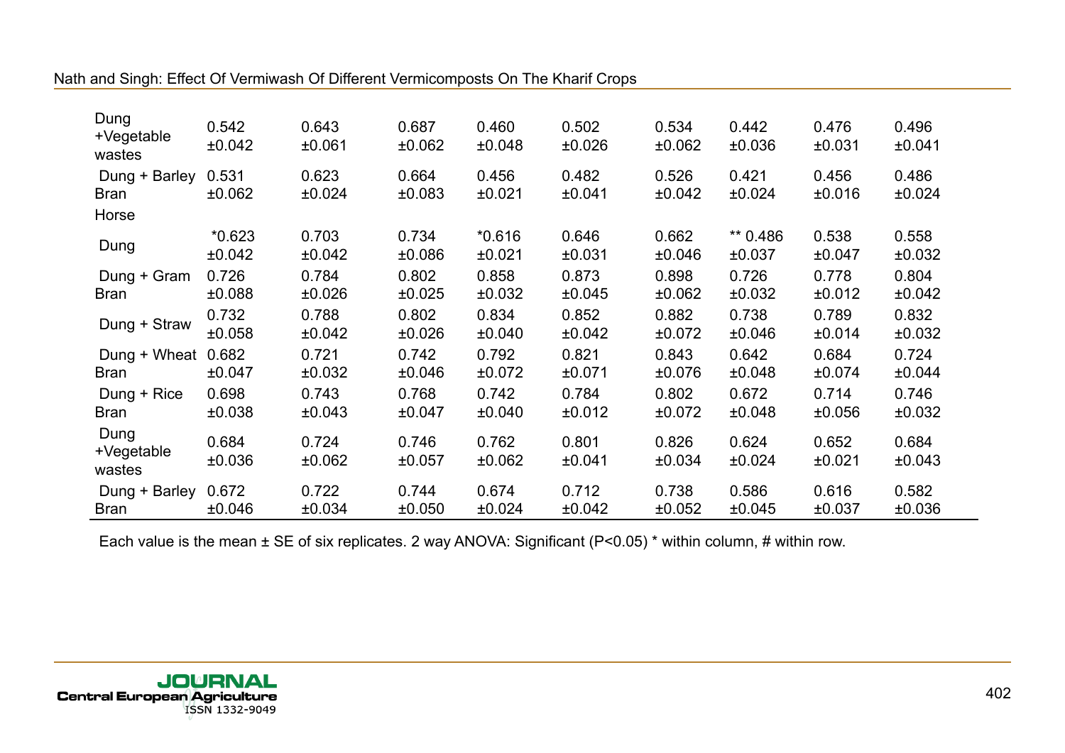| | | | | | | | | | |
|---|---|---|---|---|---|---|---|---|---|
| Dung +Vegetable wastes | 0.542 ±0.042 | 0.643 ±0.061 | 0.687 ±0.062 | 0.460 ±0.048 | 0.502 ±0.026 | 0.534 ±0.062 | 0.442 ±0.036 | 0.476 ±0.031 | 0.496 ±0.041 |
| Dung + Barley Bran | 0.531 ±0.062 | 0.623 ±0.024 | 0.664 ±0.083 | 0.456 ±0.021 | 0.482 ±0.041 | 0.526 ±0.042 | 0.421 ±0.024 | 0.456 ±0.016 | 0.486 ±0.024 |
| Horse | | | | | | | | | |
| Dung | *0.623 ±0.042 | 0.703 ±0.042 | 0.734 ±0.086 | *0.616 ±0.021 | 0.646 ±0.031 | 0.662 ±0.046 | ** 0.486 ±0.037 | 0.538 ±0.047 | 0.558 ±0.032 |
| Dung + Gram Bran | 0.726 ±0.088 | 0.784 ±0.026 | 0.802 ±0.025 | 0.858 ±0.032 | 0.873 ±0.045 | 0.898 ±0.062 | 0.726 ±0.032 | 0.778 ±0.012 | 0.804 ±0.042 |
| Dung + Straw | 0.732 ±0.058 | 0.788 ±0.042 | 0.802 ±0.026 | 0.834 ±0.040 | 0.852 ±0.042 | 0.882 ±0.072 | 0.738 ±0.046 | 0.789 ±0.014 | 0.832 ±0.032 |
| Dung + Wheat Bran | 0.682 ±0.047 | 0.721 ±0.032 | 0.742 ±0.046 | 0.792 ±0.072 | 0.821 ±0.071 | 0.843 ±0.076 | 0.642 ±0.048 | 0.684 ±0.074 | 0.724 ±0.044 |
| Dung + Rice Bran | 0.698 ±0.038 | 0.743 ±0.043 | 0.768 ±0.047 | 0.742 ±0.040 | 0.784 ±0.012 | 0.802 ±0.072 | 0.672 ±0.048 | 0.714 ±0.056 | 0.746 ±0.032 |
| Dung +Vegetable wastes | 0.684 ±0.036 | 0.724 ±0.062 | 0.746 ±0.057 | 0.762 ±0.062 | 0.801 ±0.041 | 0.826 ±0.034 | 0.624 ±0.024 | 0.652 ±0.021 | 0.684 ±0.043 |
| Dung + Barley Bran | 0.672 ±0.046 | 0.722 ±0.034 | 0.744 ±0.050 | 0.674 ±0.024 | 0.712 ±0.042 | 0.738 ±0.052 | 0.586 ±0.045 | 0.616 ±0.037 | 0.582 ±0.036 |

Each value is the mean ± SE of six replicates. 2 way ANOVA: Significant ($P<0.05$) * within column, # within row.